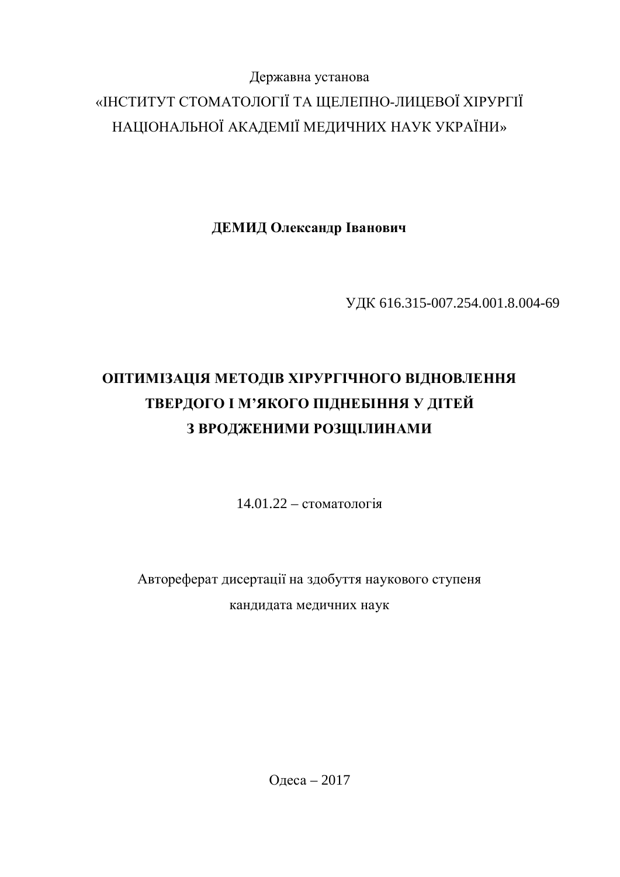Державна установа

«ІНСТИТУТ СТОМАТОЛОГІЇ ТА ЩЕЛЕПНО-ЛИЦЕВОЇ ХІРУРГІЇ НАЦІОНАЛЬНОЇ АКАДЕМІЇ МЕДИЧНИХ НАУК УКРАЇНИ»

**ДЕМИД Олександр Іванович**

УДК 616.315-007.254.001.8.004-69

# ОПТИМІЗАЦІЯ МЕТОДІВ ХІРУРГІЧНОГО ВІДНОВЛЕННЯ ТВЕРДОГО І М'ЯКОГО ПІДНЕБІННЯ У ДІТЕЙ З ВРОДЖЕНИМИ РОЗЩІЛИНАМИ

14.01.22 – стоматологія

Автореферат дисертації на здобуття наукового ступеня кандидата медичних наук

Одеса – 2017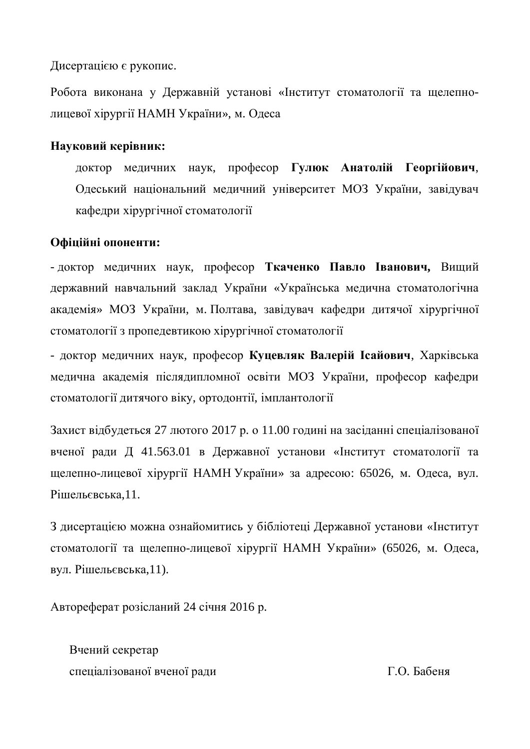Дисертацією є рукопис.

Робота виконана у Державній установі «Інститут стоматології та щелепно-лицевої хірургії НАМН України», м. Одеса

**Науковий керівник:**

доктор медичних наук, професор **Гулюк Анатолій Георгійович**, Одеський національний медичний університет МОЗ України, завідувач кафедри хірургічної стоматології

**Офіційні опоненти:**

- доктор медичних наук, професор **Ткаченко Павло Іванович,** Вищий державний навчальний заклад України «Українська медична стоматологічна академія» МОЗ України, м. Полтава, завідувач кафедри дитячої хірургічної стоматології з пропедевтикою хірургічної стоматології
- доктор медичних наук, професор **Куцевляк Валерій Ісайович**, Харківська медична академія післядипломної освіти МОЗ України, професор кафедри стоматології дитячого віку, ортодонтії, імплантології

Захист відбудеться 27 лютого 2017 р. о 11.00 годині на засіданні спеціалізованої вченої ради Д 41.563.01 в Державної установи «Інститут стоматології та щелепно-лицевої хірургії НАМН України» за адресою: 65026, м. Одеса, вул. Рішельєвська,11.

З дисертацією можна ознайомитись у бібліотеці Державної установи «Інститут стоматології та щелепно-лицевої хірургії НАМН України» (65026, м. Одеса, вул. Рішельєвська,11).

Автореферат розісланий 24 січня 2016 р.

Вчений секретар
спеціалізованої вченої ради Г.О. Бабеня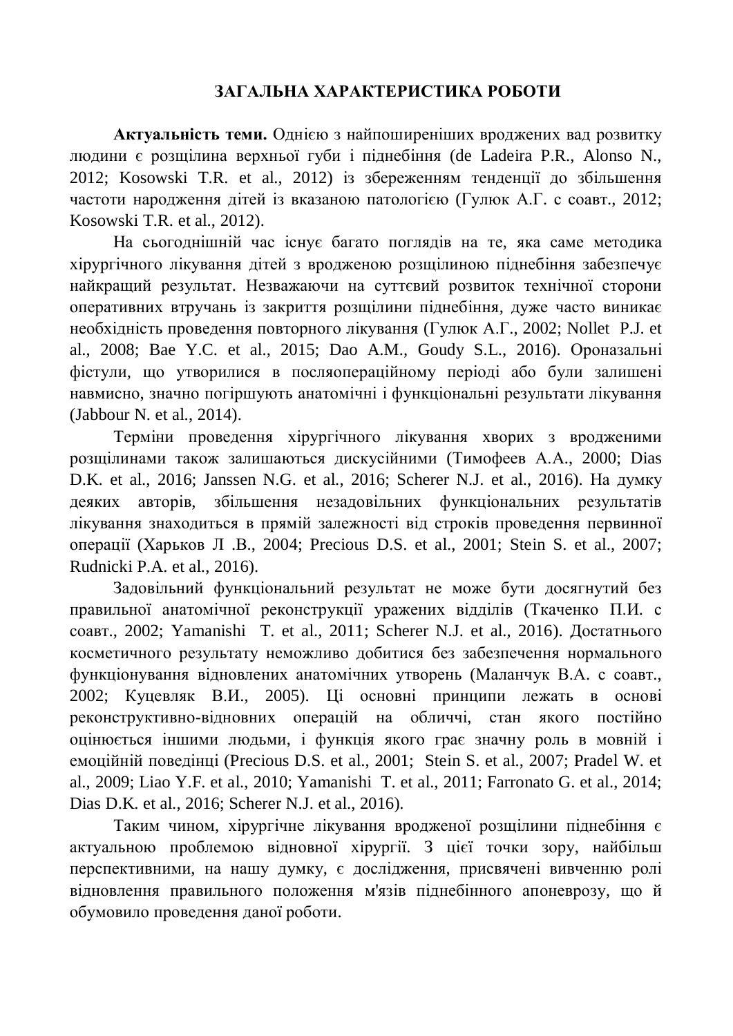## ЗАГАЛЬНА ХАРАКТЕРИСТИКА РОБОТИ

**Актуальність теми.** Однією з найпоширеніших вроджених вад розвитку людини є розщілина верхньої губи і піднебіння (de Ladeira P.R., Alonso N., 2012; Kosowski T.R. et al., 2012) із збереженням тенденції до збільшення частоти народження дітей із вказаною патологією (Гулюк А.Г. с соавт., 2012; Kosowski T.R. et al., 2012).

На сьогоднішній час існує багато поглядів на те, яка саме методика хірургічного лікування дітей з вродженою розщілиною піднебіння забезпечує найкращий результат. Незважаючи на суттєвий розвиток технічної сторони оперативних втручань із закриття розщілини піднебіння, дуже часто виникає необхідність проведення повторного лікування (Гулюк А.Г., 2002; Nollet P.J. et al., 2008; Bae Y.C. et al., 2015; Dao A.M., Goudy S.L., 2016). Ороназальні фістули, що утворилися в післяопераційному періоді або були залишені навмисно, значно погіршують анатомічні і функціональні результати лікування (Jabbour N. et al., 2014).

Терміни проведення хірургічного лікування хворих з вродженими розщілинами також залишаються дискусійними (Тимофеев А.А., 2000; Dias D.K. et al., 2016; Janssen N.G. et al., 2016; Scherer N.J. et al., 2016). На думку деяких авторів, збільшення незадовільних функціональних результатів лікування знаходиться в прямій залежності від строків проведення первинної операції (Харьков Л .В., 2004; Precious D.S. et al., 2001; Stein S. et al., 2007; Rudnicki P.A. et al., 2016).

Задовільний функціональний результат не може бути досягнутий без правильної анатомічної реконструкції уражених відділів (Ткаченко П.И. с соавт., 2002; Yamanishi T. et al., 2011; Scherer N.J. et al., 2016). Достатнього косметичного результату неможливо добитися без забезпечення нормального функціонування відновлених анатомічних утворень (Маланчук В.А. с соавт., 2002; Куцевляк В.И., 2005). Ці основні принципи лежать в основі реконструктивно-відновних операцій на обличчі, стан якого постійно оцінюється іншими людьми, і функція якого грає значну роль в мовній і емоційній поведінці (Precious D.S. et al., 2001; Stein S. et al., 2007; Pradel W. et al., 2009; Liao Y.F. et al., 2010; Yamanishi T. et al., 2011; Farronato G. et al., 2014; Dias D.K. et al., 2016; Scherer N.J. et al., 2016).

Таким чином, хірургічне лікування вродженої розщілини піднебіння є актуальною проблемою відновної хірургії. З цієї точки зору, найбільш перспективними, на нашу думку, є дослідження, присвячені вивченню ролі відновлення правильного положення м'язів піднебінного апоневрозу, що й обумовило проведення даної роботи.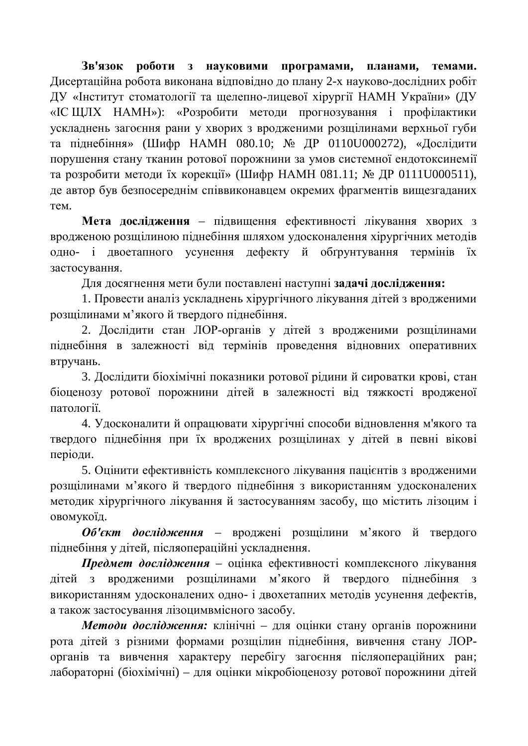**Зв'язок роботи з науковими програмами, планами, темами.** Дисертаційна робота виконана відповідно до плану 2-х науково-дослідних робіт ДУ «Інститут стоматології та щелепно-лицевої хірургії НАМН України» (ДУ «ІС ЩЛХ НАМН»): «Розробити методи прогнозування і профілактики ускладнень загоєння рани у хворих з вродженими розщілинами верхньої губи та піднебіння» (Шифр НАМН 080.10; № ДР 0110U000272), «Дослідити порушення стану тканин ротової порожнини за умов системної ендотоксинемії та розробити методи їх корекції» (Шифр НАМН 081.11; № ДР 0111U000511), де автор був безпосереднім співвиконавцем окремих фрагментів вищезгаданих тем.

**Мета дослідження** – підвищення ефективності лікування хворих з вродженою розщілиною піднебіння шляхом удосконалення хірургічних методів одно- і двоетапного усунення дефекту й обґрунтування термінів їх застосування.

Для досягнення мети були поставлені наступні **задачі дослідження:**

1. Провести аналіз ускладнень хірургічного лікування дітей з вродженими розщілинами м'якого й твердого піднебіння.

2. Дослідити стан ЛОР-органів у дітей з вродженими розщілинами піднебіння в залежності від термінів проведення відновних оперативних втручань.

3. Дослідити біохімічні показники ротової рідини й сироватки крові, стан біоценозу ротової порожнини дітей в залежності від тяжкості вродженої патології.

4. Удосконалити й опрацювати хірургічні способи відновлення м'якого та твердого піднебіння при їх вроджених розщілинах у дітей в певні вікові періоди.

5. Оцінити ефективність комплексного лікування пацієнтів з вродженими розщілинами м'якого й твердого піднебіння з використанням удосконалених методик хірургічного лікування й застосуванням засобу, що містить лізоцим і овомукоїд.

***Об'єкт дослідження*** – вроджені розщілини м'якого й твердого піднебіння у дітей, післяопераційні ускладнення.

***Предмет дослідження*** – оцінка ефективності комплексного лікування дітей з вродженими розщілинами м'якого й твердого піднебіння з використанням удосконалених одно- і двохетапних методів усунення дефектів, а також застосування лізоцимвмісного засобу.

***Методи дослідження:*** клінічні – для оцінки стану органів порожнини рота дітей з різними формами розщілин піднебіння, вивчення стану ЛОР-органів та вивчення характеру перебігу загоєння післяопераційних ран; лабораторні (біохімічні) – для оцінки мікробіоценозу ротової порожнини дітей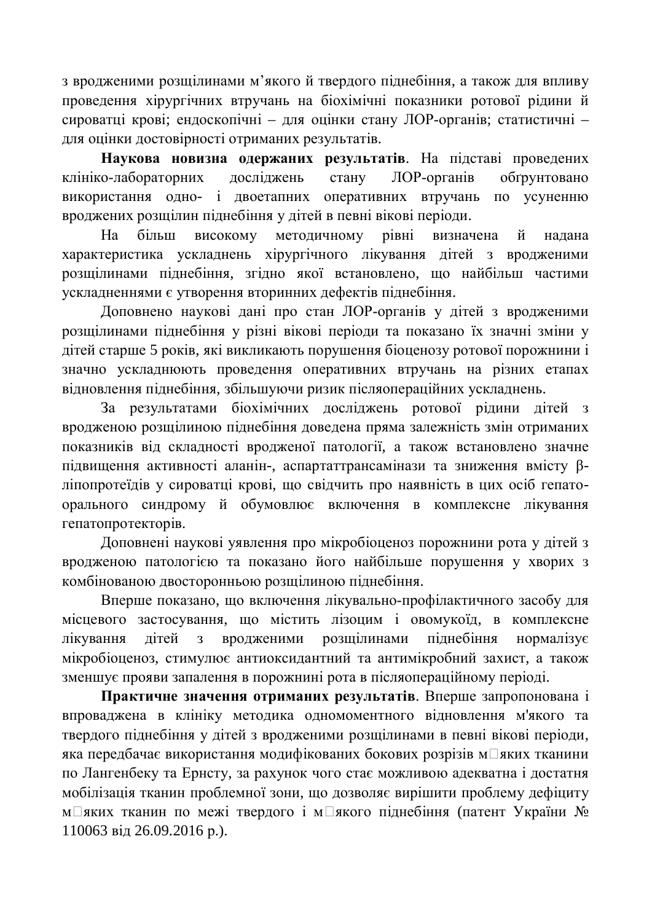з вродженими розщілинами м’якого й твердого піднебіння, а також для впливу проведення хірургічних втручань на біохімічні показники ротової рідини й сироватці крові; ендоскопічні – для оцінки стану ЛОР-органів; статистичні – для оцінки достовірності отриманих результатів.

**Наукова новизна одержаних результатів**. На підставі проведених клініко-лабораторних досліджень стану ЛОР-органів обґрунтовано використання одно- і двоетапних оперативних втручань по усуненню вроджених розщілин піднебіння у дітей в певні вікові періоди.

На більш високому методичному рівні визначена й надана характеристика ускладнень хірургічного лікування дітей з вродженими розщілинами піднебіння, згідно якої встановлено, що найбільш частими ускладненнями є утворення вторинних дефектів піднебіння.

Доповнено наукові дані про стан ЛОР-органів у дітей з вродженими розщілинами піднебіння у різні вікові періоди та показано їх значні зміни у дітей старше 5 років, які викликають порушення біоценозу ротової порожнини і значно ускладнюють проведення оперативних втручань на різних етапах відновлення піднебіння, збільшуючи ризик післяопераційних ускладнень.

За результатами біохімічних досліджень ротової рідини дітей з вродженою розщілиною піднебіння доведена пряма залежність змін отриманих показників від складності вродженої патології, а також встановлено значне підвищення активності аланін-, аспартаттрансамінази та зниження вмісту β-ліпопротеїдів у сироватці крові, що свідчить про наявність в цих осіб гепато-орального синдрому й обумовлює включення в комплексне лікування гепатопротекторів.

Доповнені наукові уявлення про мікробіоценоз порожнини рота у дітей з вродженою патологією та показано його найбільше порушення у хворих з комбінованою двосторонньою розщілиною піднебіння.

Вперше показано, що включення лікувально-профілактичного засобу для місцевого застосування, що містить лізоцим і овомукоїд, в комплексне лікування дітей з вродженими розщілинами піднебіння нормалізує мікробіоценоз, стимулює антиоксидантний та антимікробний захист, а також зменшує прояви запалення в порожнині рота в післяопераційному періоді.

**Практичне значення отриманих результатів**. Вперше запропонована і впроваджена в клініку методика одномоментного відновлення м'якого та твердого піднебіння у дітей з вродженими розщілинами в певні вікові періоди, яка передбачає використання модифікованих бокових розрізів м□яких тканини по Лангенбеку та Ернсту, за рахунок чого стає можливою адекватна і достатня мобілізація тканин проблемної зони, що дозволяє вирішити проблему дефіциту м□яких тканин по межі твердого і м□якого піднебіння (патент України № 110063 від 26.09.2016 р.).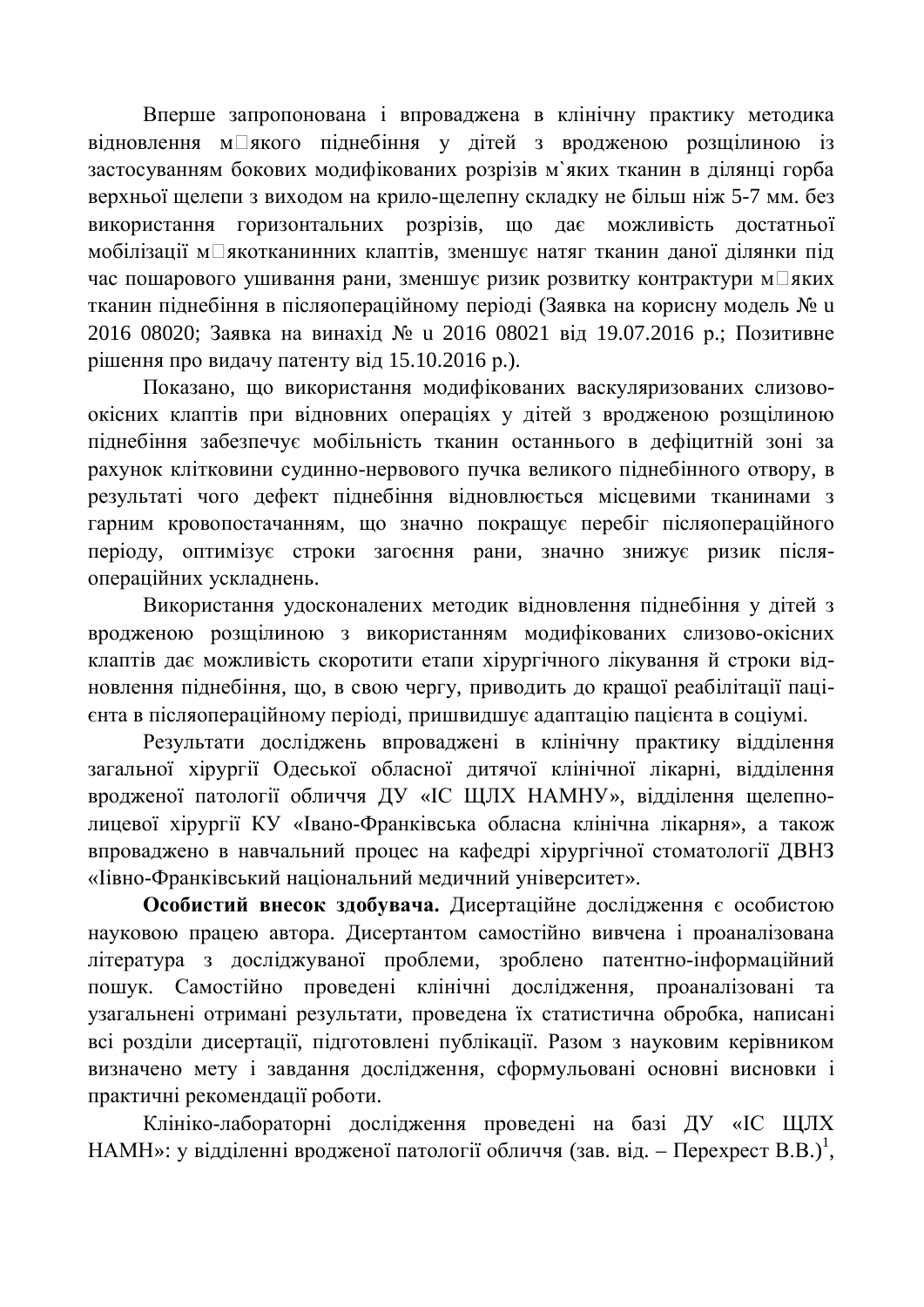Вперше запропонована і впроваджена в клінічну практику методика відновлення м□якого піднебіння у дітей з вродженою розщілиною із застосуванням бокових модифікованих розрізів м`яких тканин в ділянці горба верхньої щелепи з виходом на крило-щелепну складку не більш ніж 5-7 мм. без використання горизонтальних розрізів, що дає можливість достатньої мобілізації м□якотканинних клаптів, зменшує натяг тканин даної ділянки під час пошарового ушивання рани, зменшує ризик розвитку контрактури м□яких тканин піднебіння в післяопераційному періоді (Заявка на корисну модель № u 2016 08020; Заявка на винахід № u 2016 08021 від 19.07.2016 р.; Позитивне рішення про видачу патенту від 15.10.2016 р.).

Показано, що використання модифікованих васкуляризованих слизово-окісних клаптів при відновних операціях у дітей з вродженою розщілиною піднебіння забезпечує мобільність тканин останнього в дефіцитній зоні за рахунок клітковини судинно-нервового пучка великого піднебінного отвору, в результаті чого дефект піднебіння відновлюється місцевими тканинами з гарним кровопостачанням, що значно покращує перебіг післяопераційного періоду, оптимізує строки загоєння рани, значно знижує ризик після-операційних ускладнень.

Використання удосконалених методик відновлення піднебіння у дітей з вродженою розщілиною з використанням модифікованих слизово-окісних клаптів дає можливість скоротити етапи хірургічного лікування й строки відновлення піднебіння, що, в свою чергу, приводить до кращої реабілітації пацієнта в післяопераційному періоді, пришвидшує адаптацію пацієнта в соціумі.

Результати досліджень впроваджені в клінічну практику відділення загальної хірургії Одеської обласної дитячої клінічної лікарні, відділення вродженої патології обличчя ДУ «ІС ЩЛХ НАМНУ», відділення щелепно-лицевої хірургії КУ «Івано-Франківська обласна клінічна лікарня», а також впроваджено в навчальний процес на кафедрі хірургічної стоматології ДВНЗ «Іівно-Франківський національний медичний університет».

**Особистий внесок здобувача.** Дисертаційне дослідження є особистою науковою працею автора. Дисертантом самостійно вивчена і проаналізована література з досліджуваної проблеми, зроблено патентно-інформаційний пошук. Самостійно проведені клінічні дослідження, проаналізовані та узагальнені отримані результати, проведена їх статистична обробка, написані всі розділи дисертації, підготовлені публікації. Разом з науковим керівником визначено мету і завдання дослідження, сформульовані основні висновки і практичні рекомендації роботи.

Клініко-лабораторні дослідження проведені на базі ДУ «ІС ЩЛХ НАМН»: у відділенні вродженої патології обличчя (зав. від. – Перехрест В.В.)[1],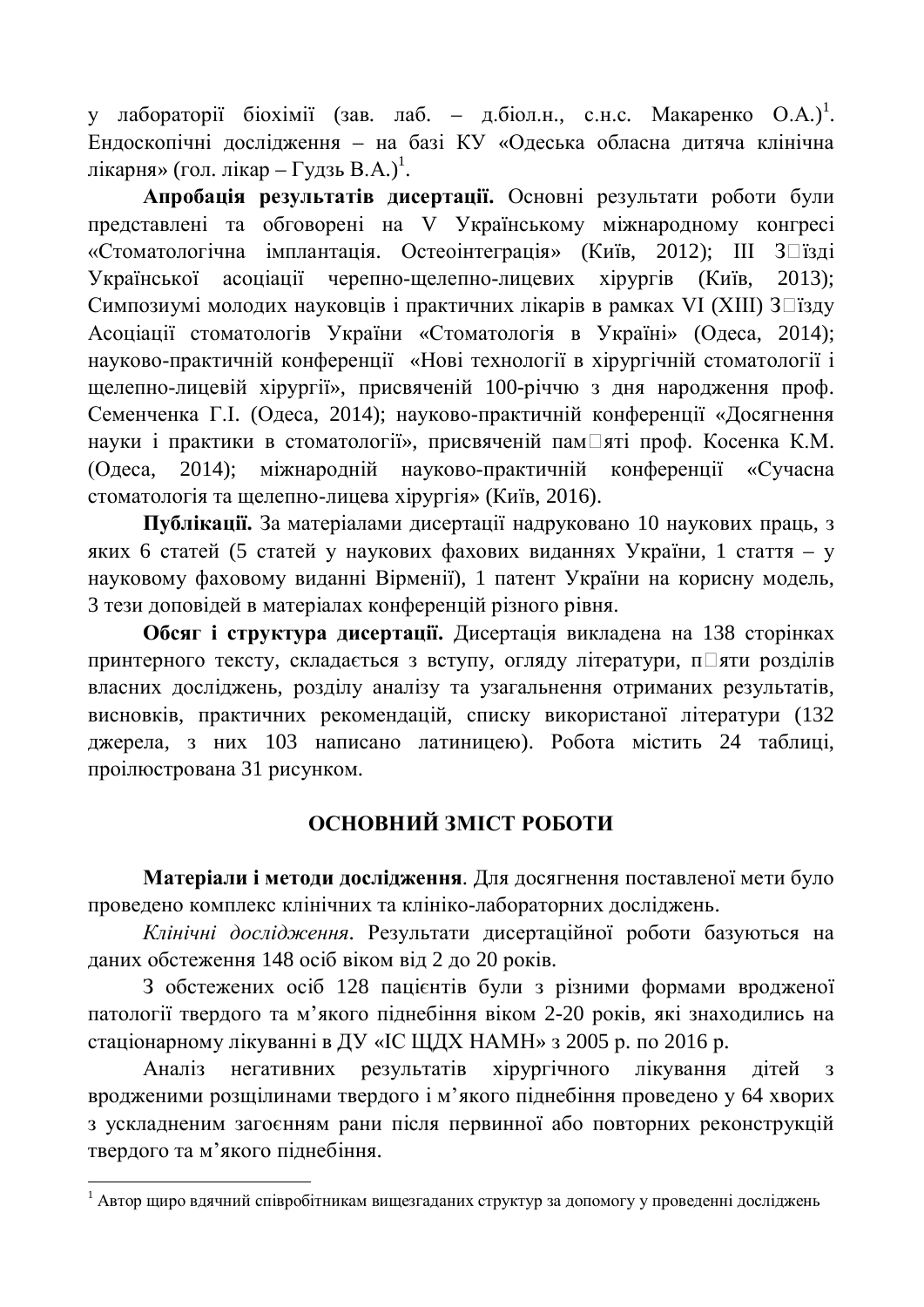у лабораторії біохімії (зав. лаб. – д.біол.н., с.н.с. Макаренко О.А.)[1]. Ендоскопічні дослідження – на базі КУ «Одеська обласна дитяча клінічна лікарня» (гол. лікар – Гудзь В.А.)[1].

**Апробація результатів дисертації.** Основні результати роботи були представлені та обговорені на V Українському міжнародному конгресі «Стоматологічна імплантація. Остеоінтеграція» (Київ, 2012); ІІІ З'їзді Української асоціації черепно-щелепно-лицевих хірургів (Київ, 2013); Симпозиумі молодих науковців і практичних лікарів в рамках VI (XIII) З'їзду Асоціації стоматологів України «Стоматологія в Україні» (Одеса, 2014); науково-практичній конференції «Нові технології в хірургічній стоматології і щелепно-лицевій хірургії», присвяченій 100-річчю з дня народження проф. Семенченка Г.І. (Одеса, 2014); науково-практичній конференції «Досягнення науки і практики в стоматології», присвяченій пам'яті проф. Косенка К.М. (Одеса, 2014); міжнародній науково-практичній конференції «Сучасна стоматологія та щелепно-лицева хірургія» (Київ, 2016).

**Публікації.** За матеріалами дисертації надруковано 10 наукових праць, з яких 6 статей (5 статей у наукових фахових виданнях України, 1 стаття – у науковому фаховому виданні Вірменії), 1 патент України на корисну модель, 3 тези доповідей в матеріалах конференцій різного рівня.

**Обсяг і структура дисертації.** Дисертація викладена на 138 сторінках принтерного тексту, складається з вступу, огляду літератури, п'яти розділів власних досліджень, розділу аналізу та узагальнення отриманих результатів, висновків, практичних рекомендацій, списку використаної літератури (132 джерела, з них 103 написано латиницею). Робота містить 24 таблиці, проілюстрована 31 рисунком.

## ОСНОВНИЙ ЗМІСТ РОБОТИ

**Матеріали і методи дослідження**. Для досягнення поставленої мети було проведено комплекс клінічних та клініко-лабораторних досліджень.

*Клінічні дослідження*. Результати дисертаційної роботи базуються на даних обстеження 148 осіб віком від 2 до 20 років.

З обстежених осіб 128 пацієнтів були з різними формами вродженої патології твердого та м'якого піднебіння віком 2-20 років, які знаходились на стаціонарному лікуванні в ДУ «ІС ЩДХ НАМН» з 2005 р. по 2016 р.

Аналіз негативних результатів хірургічного лікування дітей з вродженими розщілинами твердого і м'якого піднебіння проведено у 64 хворих з ускладненим загоєнням рани після первинної або повторних реконструкцій твердого та м'якого піднебіння.

[1] Автор щиро вдячний співробітникам вищезгаданих структур за допомогу у проведенні досліджень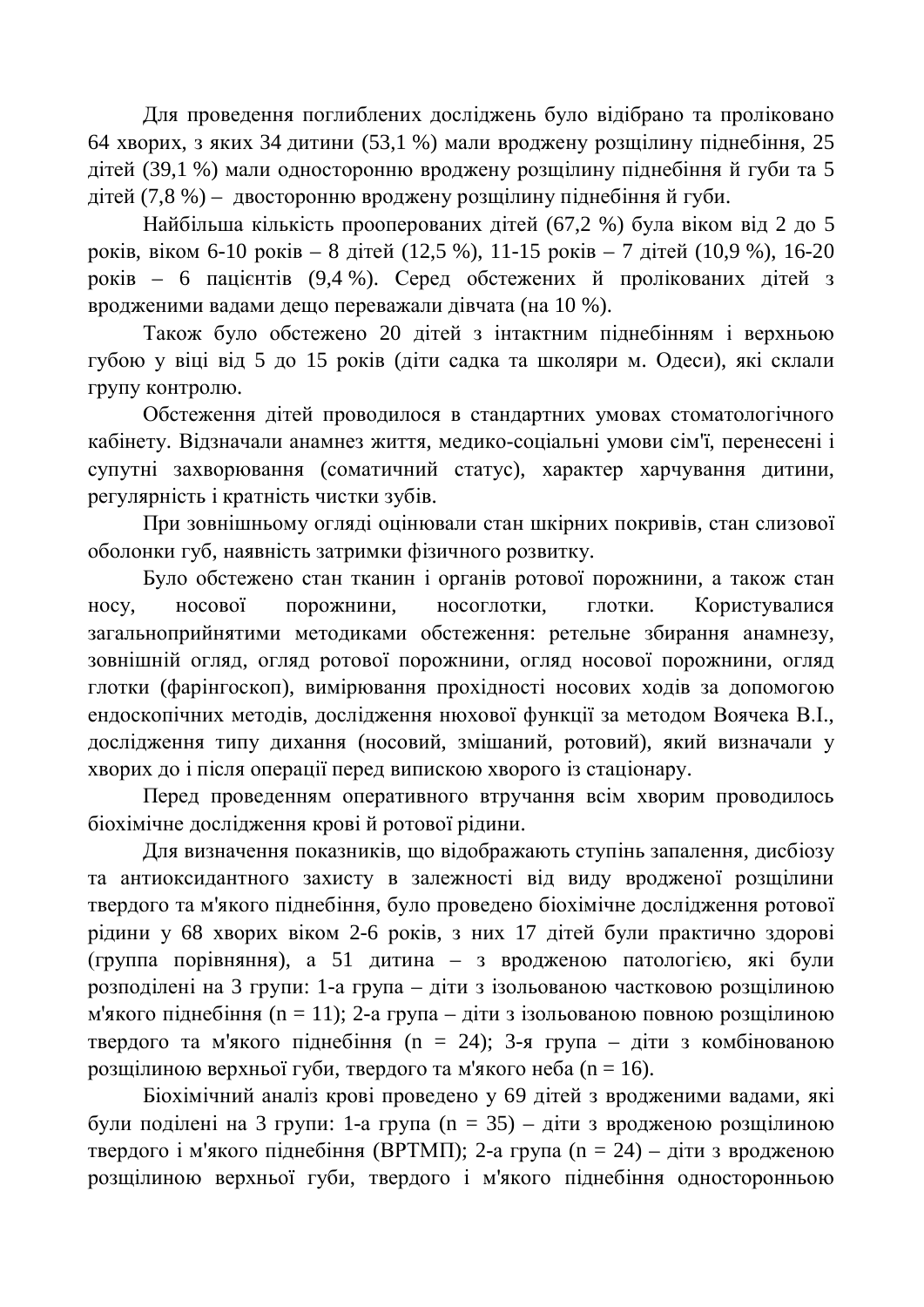Для проведення поглиблених досліджень було відібрано та проліковано 64 хворих, з яких 34 дитини (53,1 %) мали вроджену розщілину піднебіння, 25 дітей (39,1 %) мали односторонню вроджену розщілину піднебіння й губи та 5 дітей (7,8 %) – двосторонню вроджену розщілину піднебіння й губи.

Найбільша кількість прооперованих дітей (67,2 %) була віком від 2 до 5 років, віком 6-10 років – 8 дітей (12,5 %), 11-15 років – 7 дітей (10,9 %), 16-20 років – 6 пацієнтів (9,4 %). Серед обстежених й пролікованих дітей з вродженими вадами дещо переважали дівчата (на 10 %).

Також було обстежено 20 дітей з інтактним піднебінням і верхньою губою у віці від 5 до 15 років (діти садка та школяри м. Одеси), які склали групу контролю.

Обстеження дітей проводилося в стандартних умовах стоматологічного кабінету. Відзначали анамнез життя, медико-соціальні умови сім'ї, перенесені і супутні захворювання (соматичний статус), характер харчування дитини, регулярність і кратність чистки зубів.

При зовнішньому огляді оцінювали стан шкірних покривів, стан слизової оболонки губ, наявність затримки фізичного розвитку.

Було обстежено стан тканин і органів ротової порожнини, а також стан носу, носової порожнини, носоглотки, глотки. Користувалися загальноприйнятими методиками обстеження: ретельне збирання анамнезу, зовнішній огляд, огляд ротової порожнини, огляд носової порожнини, огляд глотки (фарінгоскоп), вимірювання прохідності носових ходів за допомогою ендоскопічних методів, дослідження нюхової функції за методом Воячека В.І., дослідження типу дихання (носовий, змішаний, ротовий), який визначали у хворих до і після операції перед випискою хворого із стаціонару.

Перед проведенням оперативного втручання всім хворим проводилось біохімічне дослідження крові й ротової рідини.

Для визначення показників, що відображають ступінь запалення, дисбіозу та антиоксидантного захисту в залежності від виду вродженої розщілини твердого та м'якого піднебіння, було проведено біохімічне дослідження ротової рідини у 68 хворих віком 2-6 років, з них 17 дітей були практично здорові (группа порівняння), а 51 дитина – з вродженою патологією, які були розподілені на 3 групи: 1-а група – діти з ізольованою частковою розщілиною м'якого піднебіння (n = 11); 2-а група – діти з ізольованою повною розщілиною твердого та м'якого піднебіння (n = 24); 3-я група – діти з комбінованою розщілиною верхньої губи, твердого та м'якого неба (n = 16).

Біохімічний аналіз крові проведено у 69 дітей з вродженими вадами, які були поділені на 3 групи: 1-а група (n = 35) – діти з вродженою розщілиною твердого і м'якого піднебіння (ВРТМП); 2-а група (n = 24) – діти з вродженою розщілиною верхньої губи, твердого і м'якого піднебіння односторонньою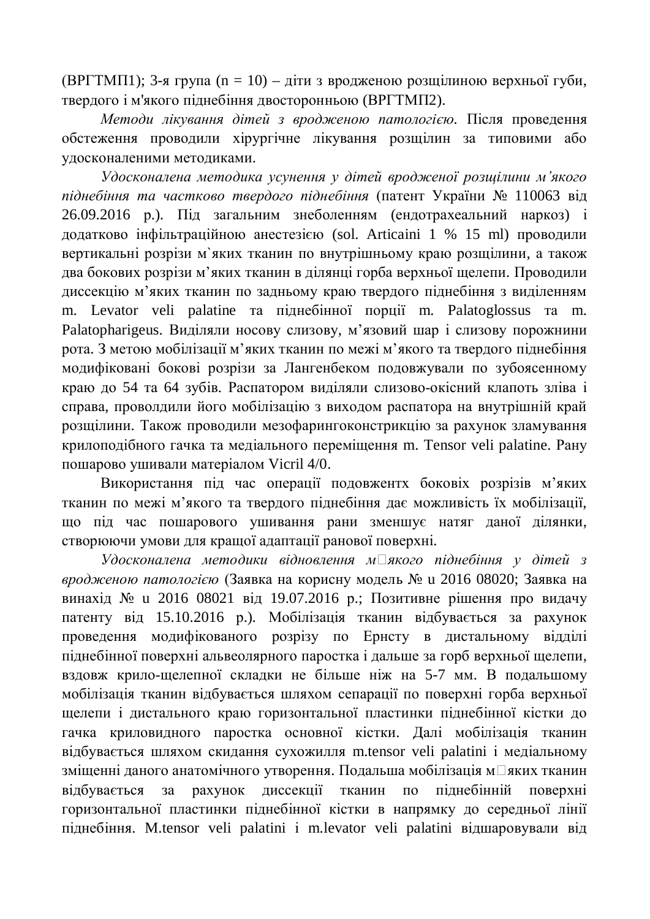(ВРГТМП1); 3-я група (n = 10) – діти з вродженою розщілиною верхньої губи, твердого і м'якого піднебіння двосторонньою (ВРГТМП2).

*Методи лікування дітей з вродженою патологією.* Після проведення обстеження проводили хірургічне лікування розщілин за типовими або удосконаленими методиками.

*Удосконалена методика усунення у дітей вродженої розщілини м’якого піднебіння та частково твердого піднебіння* (патент України № 110063 від 26.09.2016 р.). Під загальним знеболенням (ендотрахеальний наркоз) і додатково інфільтраційною анестезією (sol. Articaini 1 % 15 ml) проводили вертикальні розрізи м`яких тканин по внутрішньому краю розщілини, а також два бокових розрізи м’яких тканин в ділянці горба верхньої щелепи. Проводили диссекцію м’яких тканин по задньому краю твердого піднебіння з виділенням m. Levator veli palatine та піднебінної порції m. Palatoglossus та m. Palatopharigeus. Виділяли носову слизову, м’язовий шар і слизову порожнини рота. З метою мобілізації м’яких тканин по межі м’якого та твердого піднебіння модифіковані бокові розрізи за Лангенбеком подовжували по зубоясенному краю до 54 та 64 зубів. Распатором виділяли слизово-окісний клапоть зліва і справа, проволдили його мобілізацію з виходом распатора на внутрішній край розщілини. Також проводили мезофарингоконстрикцію за рахунок зламування крилоподібного гачка та медіального переміщення m. Tensor veli palatine. Рану пошарово ушивали матеріалом Vicril 4/0.

Використання під час операції подовжентх боковіх розрізів м’яких тканин по межі м’якого та твердого піднебіння дає можливість їх мобілізації, що під час пошарового ушивання рани зменшує натяг даної ділянки, створюючи умови для кращої адаптації ранової поверхні.

*Удосконалена методики відновлення м□якого піднебіння у дітей з вродженою патологією* (Заявка на корисну модель № u 2016 08020; Заявка на винахід № u 2016 08021 від 19.07.2016 р.; Позитивне рішення про видачу патенту від 15.10.2016 р.). Мобілізація тканин відбувається за рахунок проведення модифікованого розрізу по Ернсту в дистальному відділі піднебінної поверхні альвеолярного паростка і дальше за горб верхньої щелепи, вздовж крило-щелепної складки не більше ніж на 5-7 мм. В подальшому мобілізація тканин відбувається шляхом сепарації по поверхні горба верхньої щелепи і дистального краю горизонтальної пластинки піднебінної кістки до гачка криловидного паростка основної кістки. Далі мобілізація тканин відбувається шляхом скидання сухожилля m.tensor veli palatini і медіальному зміщенні даного анатомічного утворення. Подальша мобілізація м□яких тканин відбувається за рахунок диссекції тканин по піднебінній поверхні горизонтальної пластинки піднебінної кістки в напрямку до середньої лінії піднебіння. M.tensor veli palatini і m.levator veli palatini відшаровували від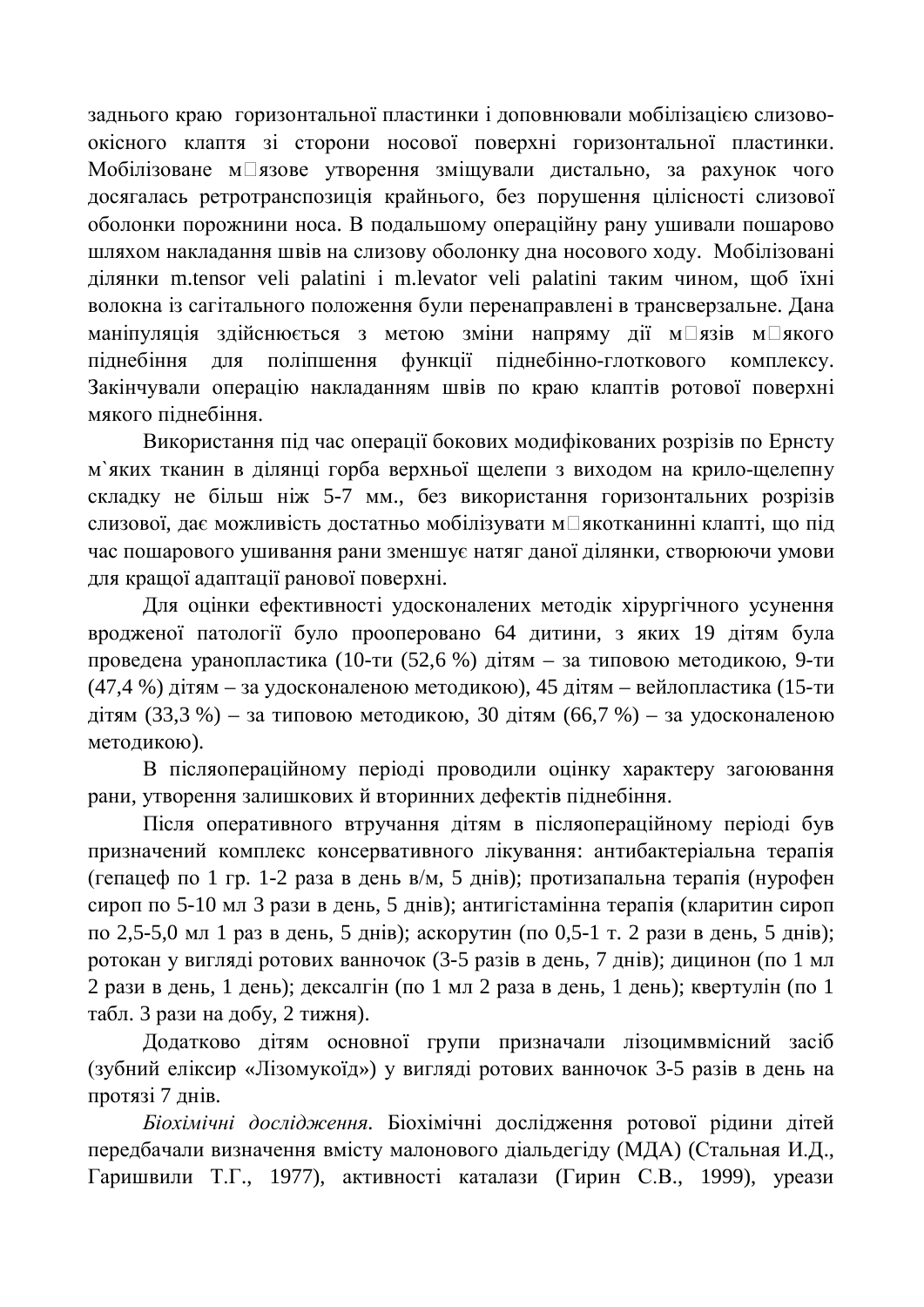заднього краю горизонтальної пластинки і доповнювали мобілізацією слизово-окісного клаптя зі сторони носової поверхні горизонтальної пластинки. Мобілізоване м□язове утворення зміщували дистально, за рахунок чого досягалась ретротранспозиція крайнього, без порушення цілісності слизової оболонки порожнини носа. В подальшому операційну рану ушивали пошарово шляхом накладання швів на слизову оболонку дна носового ходу. Мобілізовані ділянки m.tensor veli palatini і m.levator veli palatini таким чином, щоб їхні волокна із сагітального положення були перенаправлені в трансверзальне. Дана маніпуляція здійснюється з метою зміни напряму дії м□язів м□якого піднебіння для поліпшення функції піднебінно-глоткового комплексу. Закінчували операцію накладанням швів по краю клаптів ротової поверхні мякого піднебіння.

Використання під час операції бокових модифікованих розрізів по Ернсту м`яких тканин в ділянці горба верхньої щелепи з виходом на крило-щелепну складку не більш ніж 5-7 мм., без використання горизонтальних розрізів слизової, дає можливість достатньо мобілізувати м□якотканинні клапті, що під час пошарового ушивання рани зменшує натяг даної ділянки, створюючи умови для кращої адаптації ранової поверхні.

Для оцінки ефективності удосконалених методік хірургічного усунення вродженої патології було прооперовано 64 дитини, з яких 19 дітям була проведена уранопластика (10-ти (52,6 %) дітям – за типовою методикою, 9-ти (47,4 %) дітям – за удосконаленою методикою), 45 дітям – вейлопластика (15-ти дітям (33,3 %) – за типовою методикою, 30 дітям (66,7 %) – за удосконаленою методикою).

В післяопераційному періоді проводили оцінку характеру загоювання рани, утворення залишкових й вторинних дефектів піднебіння.

Після оперативного втручання дітям в післяопераційному періоді був призначений комплекс консервативного лікування: антибактеріальна терапія (гепацеф по 1 гр. 1-2 раза в день в/м, 5 днів); протизапальна терапія (нурофен сироп по 5-10 мл 3 рази в день, 5 днів); антигістамінна терапія (кларитин сироп по 2,5-5,0 мл 1 раз в день, 5 днів); аскорутин (по 0,5-1 т. 2 рази в день, 5 днів); ротокан у вигляді ротових ванночок (3-5 разів в день, 7 днів); дицинон (по 1 мл 2 рази в день, 1 день); дексалгін (по 1 мл 2 раза в день, 1 день); квертулін (по 1 табл. 3 рази на добу, 2 тижня).

Додатково дітям основної групи призначали лізоцимвмісний засіб (зубний еліксир «Лізомукоїд») у вигляді ротових ванночок 3-5 разів в день на протязі 7 днів.

*Біохімічні дослідження.* Біохімічні дослідження ротової рідини дітей передбачали визначення вмісту малонового діальдегіду (МДА) (Стальная И.Д., Гаришвили Т.Г., 1977), активності каталази (Гирин С.В., 1999), уреази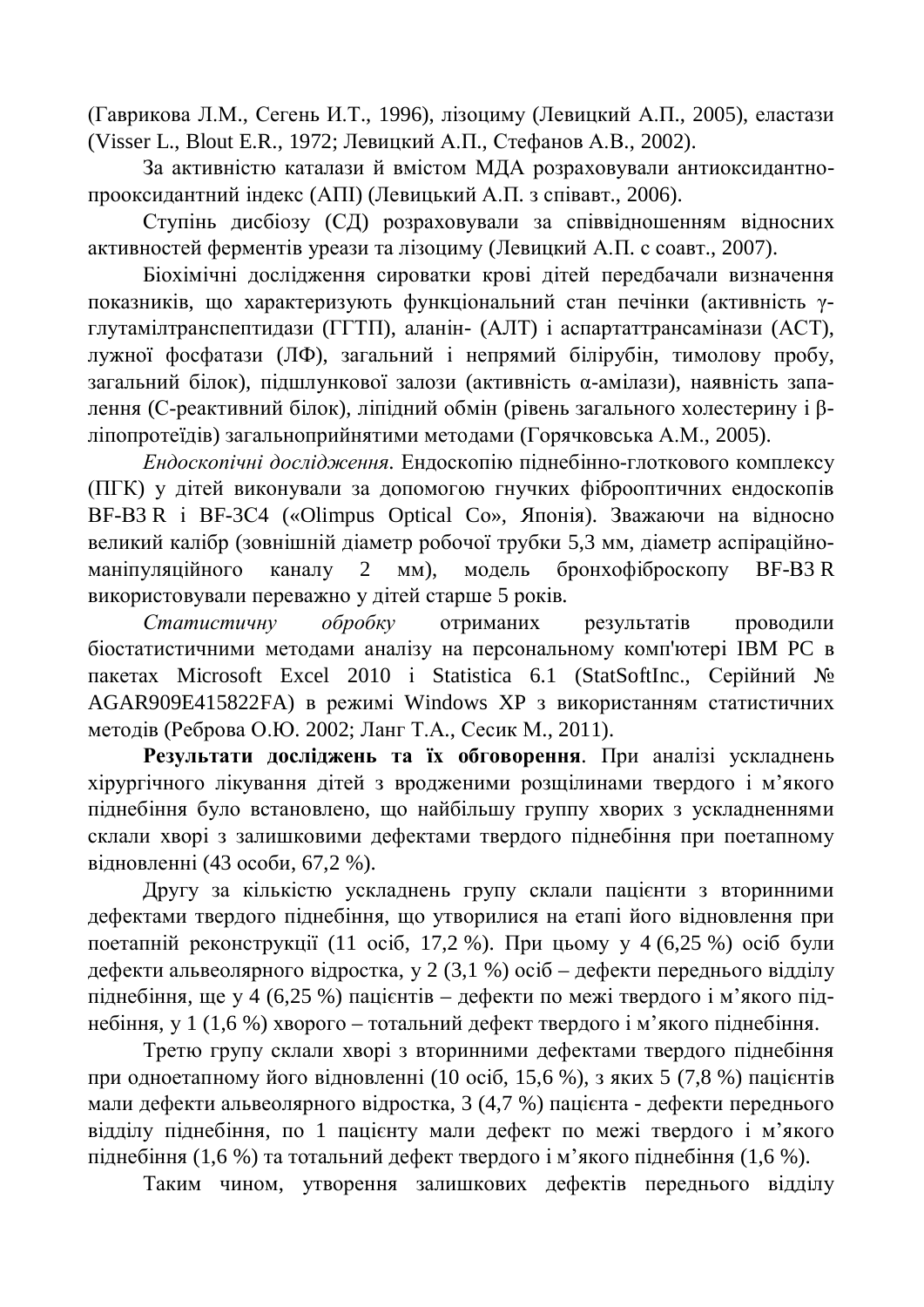(Гаврикова Л.М., Сегень И.Т., 1996), лізоциму (Левицкий А.П., 2005), еластази (Visser L., Blout E.R., 1972; Левицкий А.П., Стефанов А.В., 2002).

За активністю каталази й вмістом МДА розраховували антиоксидантно-прооксидантний індекс (АПІ) (Левицький А.П. з співавт., 2006).

Ступінь дисбіозу (СД) розраховували за співвідношенням відносних активностей ферментів уреази та лізоциму (Левицкий А.П. с соавт., 2007).

Біохімічні дослідження сироватки крові дітей передбачали визначення показників, що характеризують функціональний стан печінки (активність γ-глутамілтранспептидази (ГГТП), аланін- (АЛТ) і аспартаттрансамінази (АСТ), лужної фосфатази (ЛФ), загальний і непрямий білірубін, тимолову пробу, загальний білок), підшлункової залози (активність α-амілази), наявність запалення (С-реактивний білок), ліпідний обмін (рівень загального холестерину і β-ліпопротеїдів) загальноприйнятими методами (Горячковська А.М., 2005).

*Ендоскопічні дослідження*. Ендоскопію піднебінно-глоткового комплексу (ПГК) у дітей виконували за допомогою гнучких фіброоптичних ендоскопів BF-B3 R і BF-3C4 («Olimpus Optical Co», Японія). Зважаючи на відносно великий калібр (зовнішній діаметр робочої трубки 5,3 мм, діаметр аспіраційно-маніпуляційного каналу 2 мм), модель бронхофіброскопу BF-B3 R використовували переважно у дітей старше 5 років.

*Статистичну обробку* отриманих результатів проводили біостатистичними методами аналізу на персональному комп'ютері IBM PC в пакетах Microsoft Excel 2010 і Statistica 6.1 (StatSoftInc., Серійний № AGAR909E415822FA) в режимі Windows XP з використанням статистичних методів (Реброва О.Ю. 2002; Ланг Т.А., Сесик М., 2011).

**Результати досліджень та їх обговорення**. При аналізі ускладнень хірургічного лікування дітей з вродженими розщілинами твердого і м’якого піднебіння було встановлено, що найбільшу группу хворих з ускладненнями склали хворі з залишковими дефектами твердого піднебіння при поетапному відновленні (43 особи, 67,2 %).

Другу за кількістю ускладнень групу склали пацієнти з вторинними дефектами твердого піднебіння, що утворилися на етапі його відновлення при поетапній реконструкції (11 осіб, 17,2 %). При цьому у 4 (6,25 %) осіб були дефекти альвеолярного відростка, у 2 (3,1 %) осіб – дефекти переднього відділу піднебіння, ще у 4 (6,25 %) пацієнтів – дефекти по межі твердого і м’якого піднебіння, у 1 (1,6 %) хворого – тотальний дефект твердого і м’якого піднебіння.

Третю групу склали хворі з вторинними дефектами твердого піднебіння при одноетапному його відновленні (10 осіб, 15,6 %), з яких 5 (7,8 %) пацієнтів мали дефекти альвеолярного відростка, 3 (4,7 %) пацієнта - дефекти переднього відділу піднебіння, по 1 пацієнту мали дефект по межі твердого і м’якого піднебіння (1,6 %) та тотальний дефект твердого і м’якого піднебіння (1,6 %).

Таким чином, утворення залишкових дефектів переднього відділу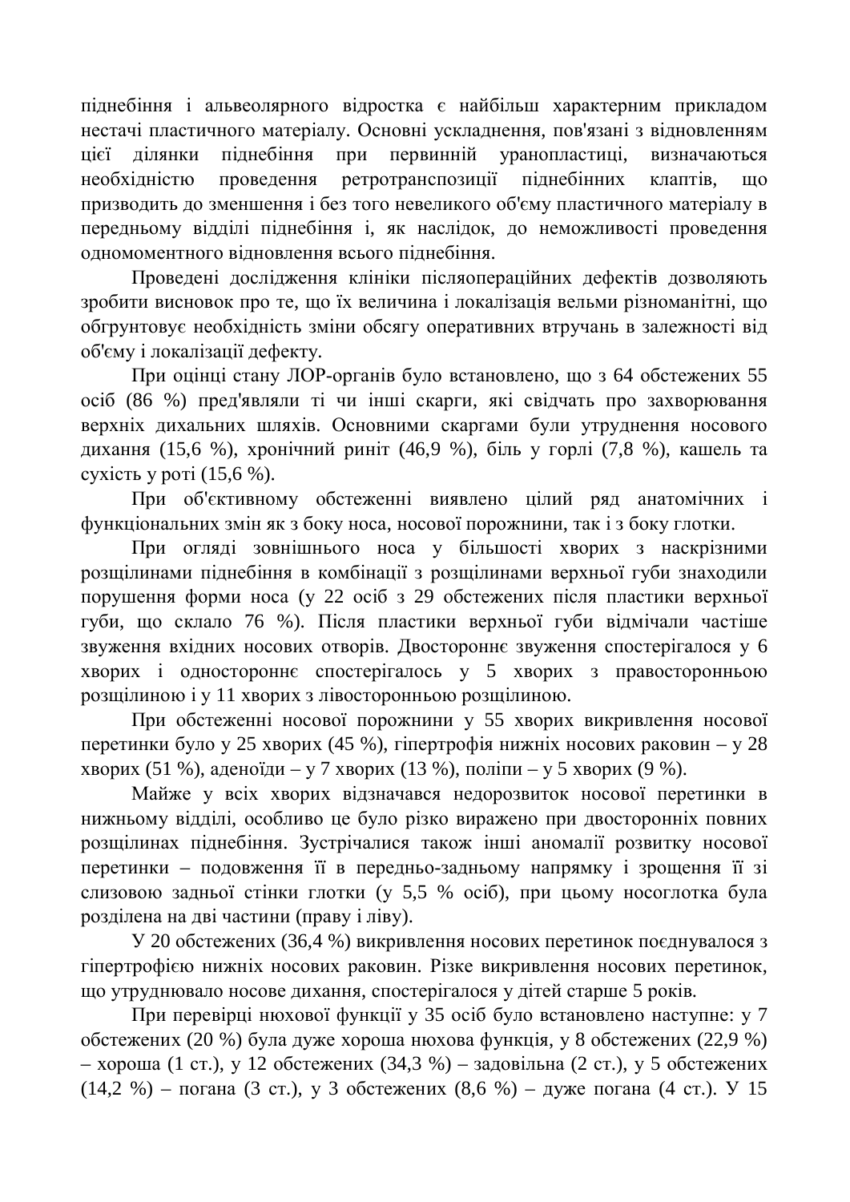піднебіння і альвеолярного відростка є найбільш характерним прикладом нестачі пластичного матеріалу. Основні ускладнення, пов'язані з відновленням цієї ділянки піднебіння при первинній уранопластиці, визначаються необхідністю проведення ретротранспозиції піднебінних клаптів, що призводить до зменшення і без того невеликого об'єму пластичного матеріалу в передньому відділі піднебіння і, як наслідок, до неможливості проведення одномоментного відновлення всього піднебіння.

Проведені дослідження клініки післяопераційних дефектів дозволяють зробити висновок про те, що їх величина і локалізація вельми різноманітні, що обгрунтовує необхідність зміни обсягу оперативних втручань в залежності від об'єму і локалізації дефекту.

При оцінці стану ЛОР-органів було встановлено, що з 64 обстежених 55 осіб (86 %) пред'являли ті чи інші скарги, які свідчать про захворювання верхніх дихальних шляхів. Основними скаргами були утруднення носового дихання (15,6 %), хронічний риніт (46,9 %), біль у горлі (7,8 %), кашель та сухість у роті (15,6 %).

При об'єктивному обстеженні виявлено цілий ряд анатомічних і функціональних змін як з боку носа, носової порожнини, так і з боку глотки.

При огляді зовнішнього носа у більшості хворих з наскрізними розщілинами піднебіння в комбінації з розщілинами верхньої губи знаходили порушення форми носа (у 22 осіб з 29 обстежених після пластики верхньої губи, що склало 76 %). Після пластики верхньої губи відмічали частіше звуження вхідних носових отворів. Двостороннє звуження спостерігалося у 6 хворих і одностороннє спостерігалось у 5 хворих з правосторонньою розщілиною і у 11 хворих з лівосторонньою розщілиною.

При обстеженні носової порожнини у 55 хворих викривлення носової перетинки було у 25 хворих (45 %), гіпертрофія нижніх носових раковин – у 28 хворих (51 %), аденоїди – у 7 хворих (13 %), поліпи – у 5 хворих (9 %).

Майже у всіх хворих відзначався недорозвиток носової перетинки в нижньому відділі, особливо це було різко виражено при двосторонніх повних розщілинах піднебіння. Зустрічалися також інші аномалії розвитку носової перетинки – подовження її в передньо-задньому напрямку і зрощення її зі слизовою задньої стінки глотки (у 5,5 % осіб), при цьому носоглотка була розділена на дві частини (праву і ліву).

У 20 обстежених (36,4 %) викривлення носових перетинок поєднувалося з гіпертрофією нижніх носових раковин. Різке викривлення носових перетинок, що утруднювало носове дихання, спостерігалося у дітей старше 5 років.

При перевірці нюхової функції у 35 осіб було встановлено наступне: у 7 обстежених (20 %) була дуже хороша нюхова функція, у 8 обстежених (22,9 %) – хороша (1 ст.), у 12 обстежених (34,3 %) – задовільна (2 ст.), у 5 обстежених (14,2 %) – погана (3 ст.), у 3 обстежених (8,6 %) – дуже погана (4 ст.). У 15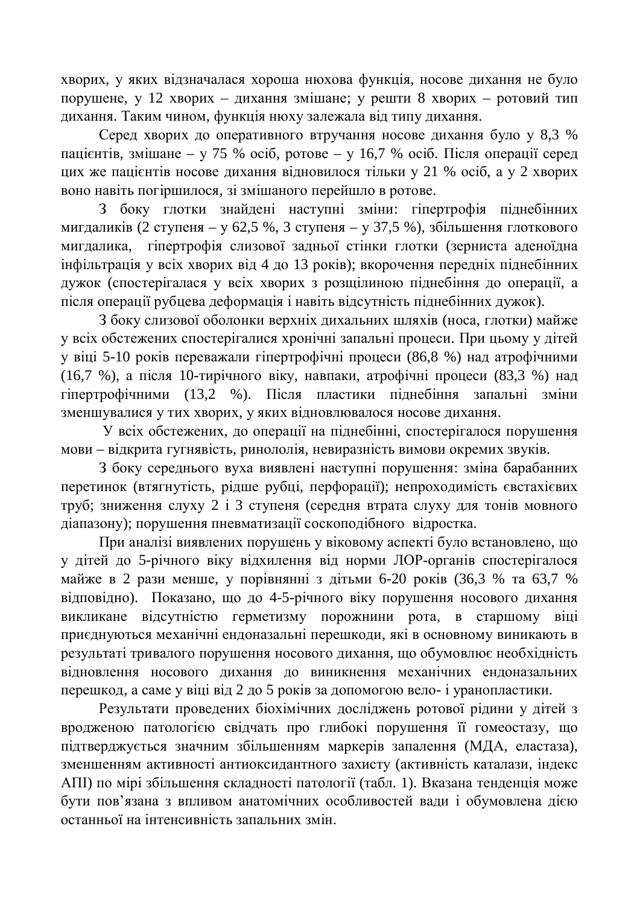хворих, у яких відзначалася хороша нюхова функція, носове дихання не було порушене, у 12 хворих – дихання змішане; у решти 8 хворих – ротовий тип дихання. Таким чином, функція нюху залежала від типу дихання.

Серед хворих до оперативного втручання носове дихання було у 8,3 % пацієнтів, змішане – у 75 % осіб, ротове – у 16,7 % осіб. Після операції серед цих же пацієнтів носове дихання відновилося тільки у 21 % осіб, а у 2 хворих воно навіть погіршилося, зі змішаного перейшло в ротове.

З боку глотки знайдені наступні зміни: гіпертрофія піднебінних мигдаликів (2 ступеня – у 62,5 %, 3 ступеня – у 37,5 %), збільшення глоткового мигдалика, гіпертрофія слизової задньої стінки глотки (зерниста аденоїдна інфільтрація у всіх хворих від 4 до 13 років); вкорочення передніх піднебінних дужок (спостерігалася у всіх хворих з розщілиною піднебіння до операції, а після операції рубцева деформація і навіть відсутність піднебінних дужок).

З боку слизової оболонки верхніх дихальних шляхів (носа, глотки) майже у всіх обстежених спостерігалися хронічні запальні процеси. При цьому у дітей у віці 5-10 років переважали гіпертрофічні процеси (86,8 %) над атрофічними (16,7 %), а після 10-тирічного віку, навпаки, атрофічні процеси (83,3 %) над гіпертрофічними (13,2 %). Після пластики піднебіння запальні зміни зменшувалися у тих хворих, у яких відновлювалося носове дихання.

У всіх обстежених, до операції на піднебінні, спостерігалося порушення мови – відкрита гугнявість, ринололія, невиразність вимови окремих звуків.

З боку середнього вуха виявлені наступні порушення: зміна барабанних перетинок (втягнутість, рідше рубці, перфорації); непрохідимість євстахієвих труб; зниження слуху 2 і 3 ступеня (середня втрата слуху для тонів мовного діапазону); порушення пневматизації соскоподібного відростка.

При аналізі виявлених порушень у віковому аспекті було встановлено, що у дітей до 5-річного віку відхилення від норми ЛОР-органів спостерігалося майже в 2 рази менше, у порівнянні з дітьми 6-20 років (36,3 % та 63,7 % відповідно). Показано, що до 4-5-річного віку порушення носового дихання викликане відсутністю герметизму порожнини рота, в старшому віці приєднуються механічні ендоназальні перешкоди, які в основному виникають в результаті тривалого порушення носового дихання, що обумовлює необхідність відновлення носового дихання до виникнення механічних ендоназальних перешкод, а саме у віці від 2 до 5 років за допомогою вело- і уранопластики.

Результати проведених біохімічних досліджень ротової рідини у дітей з вродженою патологією свідчать про глибокі порушення її гомеостазу, що підтверджується значним збільшенням маркерів запалення (МДА, еластаза), зменшенням активності антиоксидантного захисту (активність каталази, індекс АПІ) по мірі збільшення складності патології (табл. 1). Вказана тенденція може бути пов'язана з впливом анатомічних особливостей вади і обумовлена дією останньої на інтенсивність запальних змін.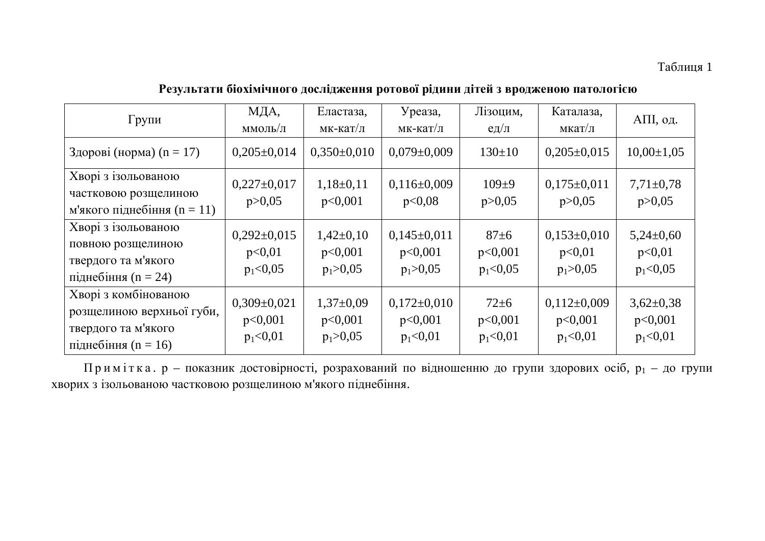Таблиця 1

**Результати біохімічного дослідження ротової рідини дітей з вродженою патологією**

| Групи | МДА, ммоль/л | Еластаза, мк-кат/л | Уреаза, мк-кат/л | Лізоцим, ед/л | Каталаза, мкат/л | АПІ, од. |
|---|---|---|---|---|---|---|
| Здорові (норма) (n = 17) | 0,205±0,014 | 0,350±0,010 | 0,079±0,009 | 130±10 | 0,205±0,015 | 10,00±1,05 |
| Хворі з ізольованою частковою розщелиною м'якого піднебіння (n = 11) | 0,227±0,017 $p>0{,}05$ | 1,18±0,11 $p<0{,}001$ | 0,116±0,009 $p<0{,}08$ | 109±9 $p>0{,}05$ | 0,175±0,011 $p>0{,}05$ | 7,71±0,78 $p>0{,}05$ |
| Хворі з ізольованою повною розщелиною твердого та м'якого піднебіння (n = 24) | 0,292±0,015 $p<0{,}01$ $p_1<0{,}05$ | 1,42±0,10 $p<0{,}001$ $p_1>0{,}05$ | 0,145±0,011 $p<0{,}001$ $p_1>0{,}05$ | 87±6 $p<0{,}001$ $p_1<0{,}05$ | 0,153±0,010 $p<0{,}01$ $p_1>0{,}05$ | 5,24±0,60 $p<0{,}01$ $p_1<0{,}05$ |
| Хворі з комбінованою розщелиною верхньої губи, твердого та м'якого піднебіння (n = 16) | 0,309±0,021 $p<0{,}001$ $p_1<0{,}01$ | 1,37±0,09 $p<0{,}001$ $p_1>0{,}05$ | 0,172±0,010 $p<0{,}001$ $p_1<0{,}01$ | 72±6 $p<0{,}001$ $p_1<0{,}01$ | 0,112±0,009 $p<0{,}001$ $p_1<0{,}01$ | 3,62±0,38 $p<0{,}001$ $p_1<0{,}01$ |

Примітка. р – показник достовірності, розрахований по відношенню до групи здорових осіб, $p_1$ – до групи хворих з ізольованою частковою розщелиною м'якого піднебіння.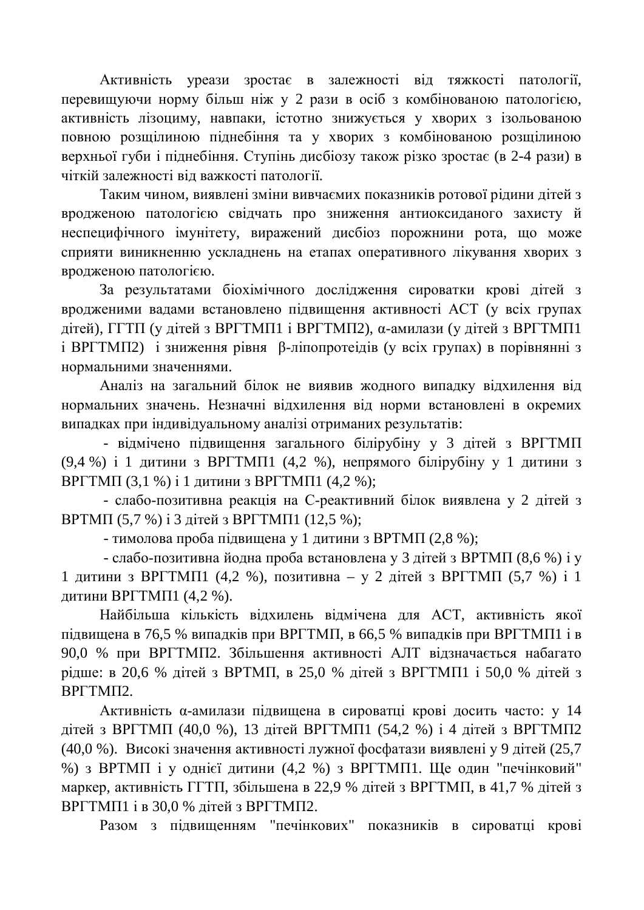Активність уреази зростає в залежності від тяжкості патології, перевищуючи норму більш ніж у 2 рази в осіб з комбінованою патологією, активність лізоциму, навпаки, істотно знижується у хворих з ізольованою повною розщілиною піднебіння та у хворих з комбінованою розщілиною верхньої губи і піднебіння. Ступінь дисбіозу також різко зростає (в 2-4 рази) в чіткій залежності від важкості патології.

Таким чином, виявлені зміни вивчаємих показників ротової рідини дітей з вродженою патологією свідчать про зниження антиоксиданого захисту й неспецифічного імунітету, виражений дисбіоз порожнини рота, що може сприяти виникненню ускладнень на етапах оперативного лікування хворих з вродженою патологією.

За результатами біохімічного дослідження сироватки крові дітей з вродженими вадами встановлено підвищення активності АСТ (у всіх групах дітей), ГГТП (у дітей з ВРГТМП1 і ВРГТМП2), α-амилази (у дітей з ВРГТМП1 і ВРГТМП2) і зниження рівня β-ліпопротеідів (у всіх групах) в порівнянні з нормальними значеннями.

Аналіз на загальний білок не виявив жодного випадку відхилення від нормальних значень. Незначні відхилення від норми встановлені в окремих випадках при індивідуальному аналізі отриманих результатів:

- відмічено підвищення загального білірубіну у 3 дітей з ВРГТМП (9,4 %) і 1 дитини з ВРГТМП1 (4,2 %), непрямого білірубіну у 1 дитини з ВРГТМП (3,1 %) і 1 дитини з ВРГТМП1 (4,2 %);
- слабо-позитивна реакція на С-реактивний білок виявлена у 2 дітей з ВРТМП (5,7 %) і 3 дітей з ВРГТМП1 (12,5 %);
- тимолова проба підвищена у 1 дитини з ВРТМП (2,8 %);
- слабо-позитивна йодна проба встановлена у 3 дітей з ВРТМП (8,6 %) і у 1 дитини з ВРГТМП1 (4,2 %), позитивна – у 2 дітей з ВРГТМП (5,7 %) і 1 дитини ВРГТМП1 (4,2 %).

Найбільша кількість відхилень відмічена для АСТ, активність якої підвищена в 76,5 % випадків при ВРГТМП, в 66,5 % випадків при ВРГТМП1 і в 90,0 % при ВРГТМП2. Збільшення активності АЛТ відзначається набагато рідше: в 20,6 % дітей з ВРТМП, в 25,0 % дітей з ВРГТМП1 і 50,0 % дітей з ВРГТМП2.

Активність α-амилази підвищена в сироватці крові досить часто: у 14 дітей з ВРГТМП (40,0 %), 13 дітей ВРГТМП1 (54,2 %) і 4 дітей з ВРГТМП2 (40,0 %). Високі значення активності лужної фосфатази виявлені у 9 дітей (25,7 %) з ВРТМП і у однієї дитини (4,2 %) з ВРГТМП1. Ще один "печінковий" маркер, активність ГГТП, збільшена в 22,9 % дітей з ВРГТМП, в 41,7 % дітей з ВРГТМП1 і в 30,0 % дітей з ВРГТМП2.

Разом з підвищенням "печінкових" показників в сироватці крові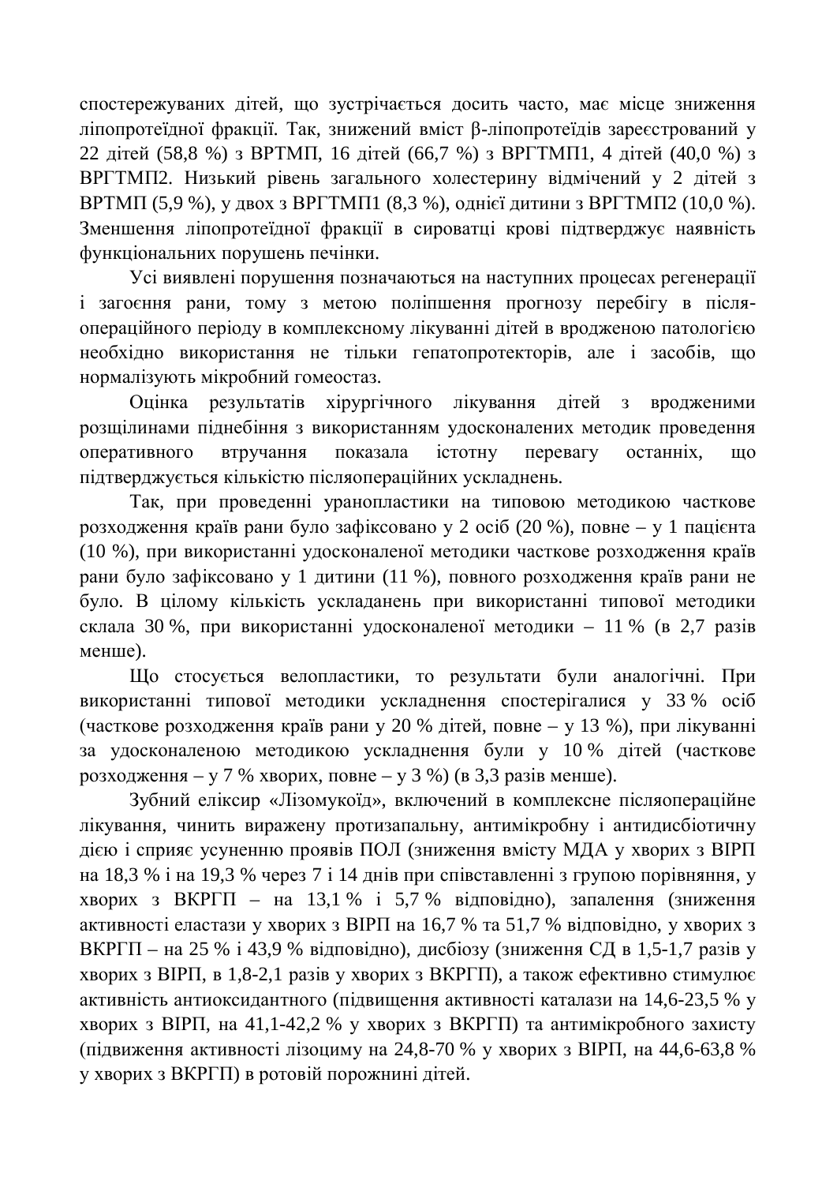спостережуваних дітей, що зустрічається досить часто, має місце зниження ліпопротеїдної фракції. Так, знижений вміст β-ліпопротеїдів зареєстрований у 22 дітей (58,8 %) з ВРТМП, 16 дітей (66,7 %) з ВРГТМП1, 4 дітей (40,0 %) з ВРГТМП2. Низький рівень загального холестерину відмічений у 2 дітей з ВРТМП (5,9 %), у двох з ВРГТМП1 (8,3 %), однієї дитини з ВРГТМП2 (10,0 %). Зменшення ліпопротеїдної фракції в сироватці крові підтверджує наявність функціональних порушень печінки.

Усі виявлені порушення позначаються на наступних процесах регенерації і загоєння рани, тому з метою поліпшення прогнозу перебігу в післяопераційного періоду в комплексному лікуванні дітей в вродженою патологією необхідно використання не тільки гепатопротекторів, але і засобів, що нормалізують мікробний гомеостаз.

Оцінка результатів хірургічного лікування дітей з вродженими розщілинами піднебіння з використанням удосконалених методик проведення оперативного втручання показала істотну перевагу останніх, що підтверджується кількістю післяопераційних ускладнень.

Так, при проведенні уранопластики на типовою методикою часткове розходження країв рани було зафіксовано у 2 осіб (20 %), повне – у 1 пацієнта (10 %), при використанні удосконаленої методики часткове розходження країв рани було зафіксовано у 1 дитини (11 %), повного розходження країв рани не було. В цілому кількість ускладанень при використанні типової методики склала 30 %, при використанні удосконаленої методики – 11 % (в 2,7 разів менше).

Що стосується велопластики, то результати були аналогічні. При використанні типової методики ускладнення спостерігалися у 33 % осіб (часткове розходження країв рани у 20 % дітей, повне – у 13 %), при лікуванні за удосконаленою методикою ускладнення були у 10 % дітей (часткове розходження – у 7 % хворих, повне – у 3 %) (в 3,3 разів менше).

Зубний еліксир «Лізомукоїд», включений в комплексне післяопераційне лікування, чинить виражену протизапальну, антимікробну і антидисбіотичну дією і сприяє усуненню проявів ПОЛ (зниження вмісту МДА у хворих з ВІРП на 18,3 % і на 19,3 % через 7 і 14 днів при співставленні з групою порівняння, у хворих з ВКРГП – на 13,1 % і 5,7 % відповідно), запалення (зниження активності еластази у хворих з ВІРП на 16,7 % та 51,7 % відповідно, у хворих з ВКРГП – на 25 % і 43,9 % відповідно), дисбіозу (зниження СД в 1,5-1,7 разів у хворих з ВІРП, в 1,8-2,1 разів у хворих з ВКРГП), а також ефективно стимулює активність антиоксидантного (підвищення активності каталази на 14,6-23,5 % у хворих з ВІРП, на 41,1-42,2 % у хворих з ВКРГП) та антимікробного захисту (підвиження активності лізоциму на 24,8-70 % у хворих з ВІРП, на 44,6-63,8 % у хворих з ВКРГП) в ротовій порожнині дітей.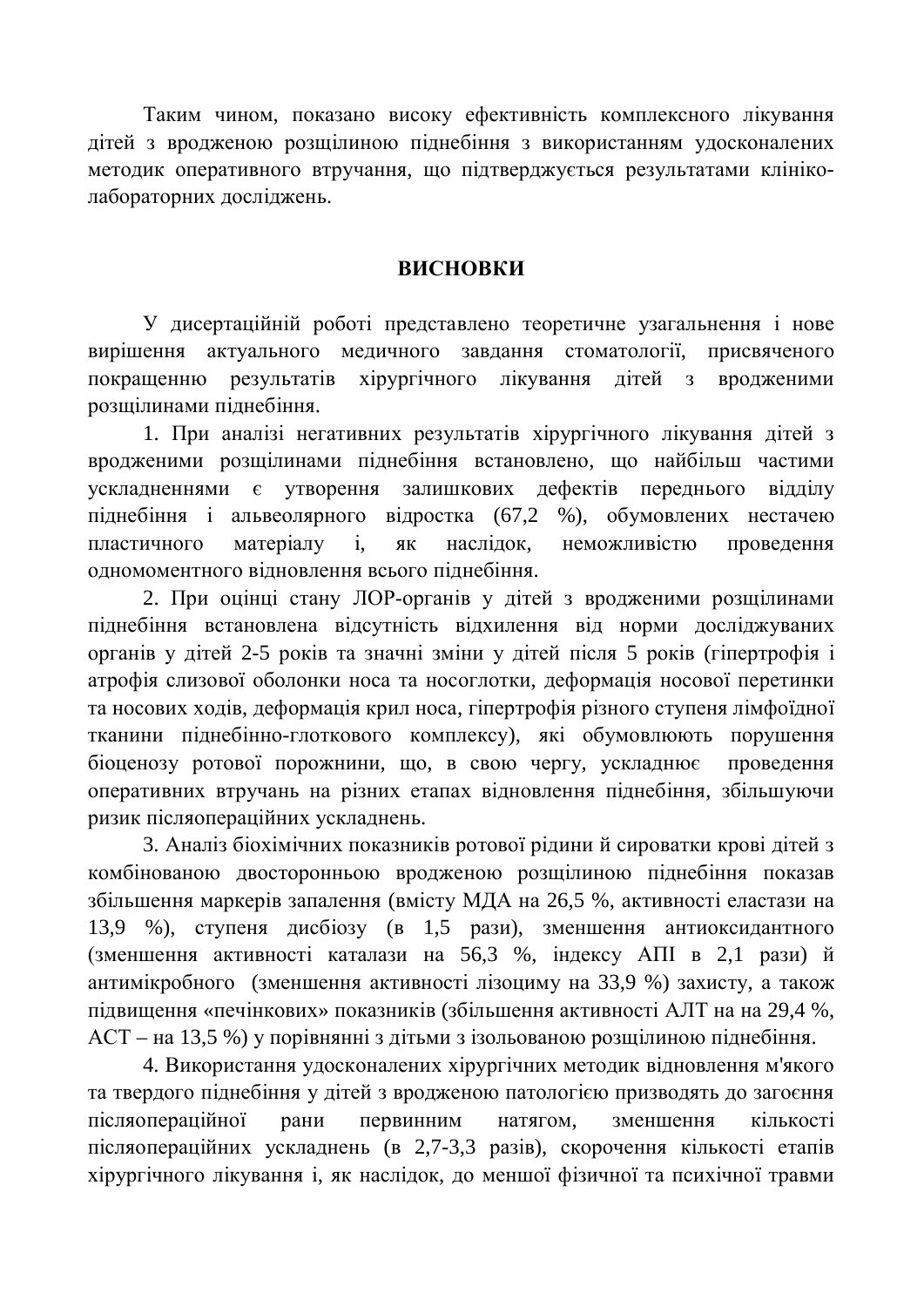Таким чином, показано високу ефективність комплексного лікування дітей з вродженою розщілиною піднебіння з використанням удосконалених методик оперативного втручання, що підтверджується результатами клініко-лабораторних досліджень.

## ВИСНОВКИ

У дисертаційній роботі представлено теоретичне узагальнення і нове вирішення актуального медичного завдання стоматології, присвяченого покращенню результатів хірургічного лікування дітей з вродженими розщілинами піднебіння.

1. При аналізі негативних результатів хірургічного лікування дітей з вродженими розщілинами піднебіння встановлено, що найбільш частими ускладненнями є утворення залишкових дефектів переднього відділу піднебіння і альвеолярного відростка (67,2 %), обумовлених нестачею пластичного матеріалу і, як наслідок, неможливістю проведення одномоментного відновлення всього піднебіння.

2. При оцінці стану ЛОР-органів у дітей з вродженими розщілинами піднебіння встановлена відсутність відхилення від норми досліджуваних органів у дітей 2-5 років та значні зміни у дітей після 5 років (гіпертрофія і атрофія слизової оболонки носа та носоглотки, деформація носової перетинки та носових ходів, деформація крил носа, гіпертрофія різного ступеня лімфоїдної тканини піднебінно-глоткового комплексу), які обумовлюють порушення біоценозу ротової порожнини, що, в свою чергу, ускладнює проведення оперативних втручань на різних етапах відновлення піднебіння, збільшуючи ризик післяопераційних ускладнень.

3. Аналіз біохімічних показників ротової рідини й сироватки крові дітей з комбінованою двосторонньою вродженою розщілиною піднебіння показав збільшення маркерів запалення (вмісту МДА на 26,5 %, активності еластази на 13,9 %), ступеня дисбіозу (в 1,5 рази), зменшення антиоксидантного (зменшення активності каталази на 56,3 %, індексу АПІ в 2,1 рази) й антимікробного (зменшення активності лізоциму на 33,9 %) захисту, а також підвищення «печінкових» показників (збільшення активності АЛТ на на 29,4 %, АСТ – на 13,5 %) у порівнянні з дітьми з ізольованою розщілиною піднебіння.

4. Використання удосконалених хірургічних методик відновлення м'якого та твердого піднебіння у дітей з вродженою патологією призводять до загоєння післяопераційної рани первинним натягом, зменшення кількості післяопераційних ускладнень (в 2,7-3,3 разів), скорочення кількості етапів хірургічного лікування і, як наслідок, до меншої фізичної та психічної травми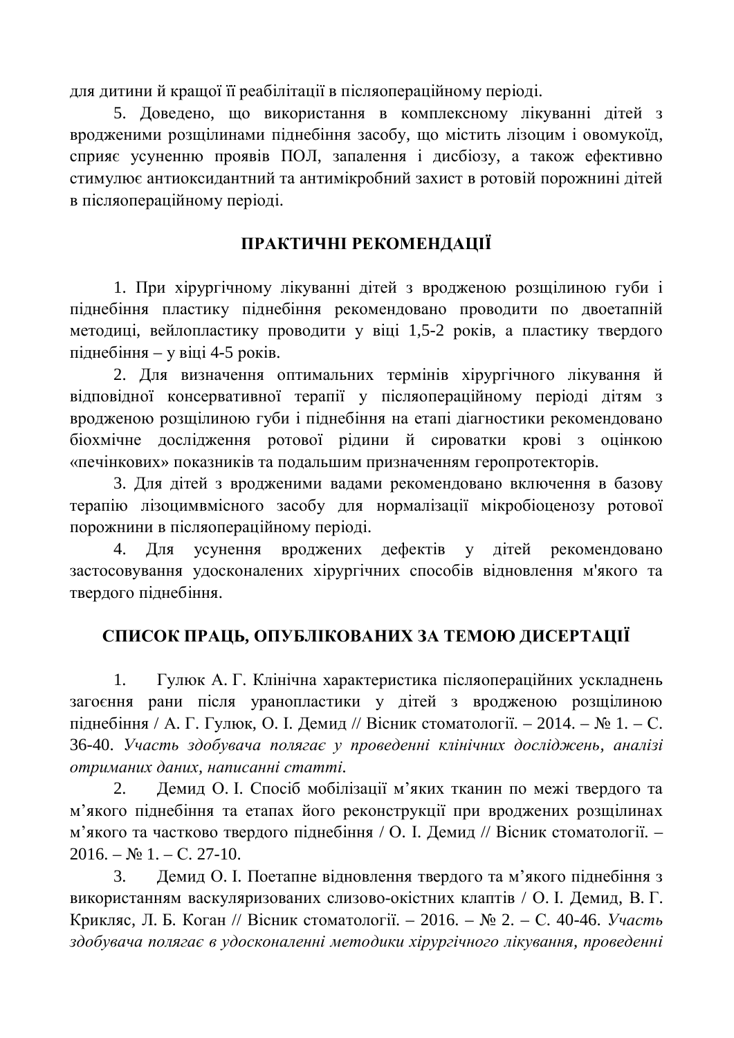для дитини й кращої її реабілітації в післяопераційному періоді.

5. Доведено, що використання в комплексному лікуванні дітей з вродженими розщілинами піднебіння засобу, що містить лізоцим і овомукоїд, сприяє усуненню проявів ПОЛ, запалення і дисбіозу, а також ефективно стимулює антиоксидантний та антимікробний захист в ротовій порожнині дітей в післяопераційному періоді.

## ПРАКТИЧНІ РЕКОМЕНДАЦІЇ

1. При хірургічному лікуванні дітей з вродженою розщілиною губи і піднебіння пластику піднебіння рекомендовано проводити по двоетапній методиці, вейлопластику проводити у віці 1,5-2 років, а пластику твердого піднебіння – у віці 4-5 років.

2. Для визначення оптимальних термінів хірургічного лікування й відповідної консервативної терапії у післяопераційному періоді дітям з вродженою розщілиною губи і піднебіння на етапі діагностики рекомендовано біохмічне дослідження ротової рідини й сироватки крові з оцінкою «печінкових» показників та подальшим призначенням геропротекторів.

3. Для дітей з вродженими вадами рекомендовано включення в базову терапію лізоцимвмісного засобу для нормалізації мікробіоценозу ротової порожнини в післяопераційному періоді.

4. Для усунення вроджених дефектів у дітей рекомендовано застосовування удосконалених хірургічних способів відновлення м'якого та твердого піднебіння.

## СПИСОК ПРАЦЬ, ОПУБЛІКОВАНИХ ЗА ТЕМОЮ ДИСЕРТАЦІЇ

1. Гулюк А. Г. Клінічна характеристика післяопераційних ускладнень загоєння рани після уранопластики у дітей з вродженою розщілиною піднебіння / А. Г. Гулюк, О. І. Демид // Вісник стоматології. – 2014. – № 1. – С. 36-40. *Участь здобувача полягає у проведенні клінічних досліджень, аналізі отриманих даних, написанні статті.*

2. Демид О. І. Спосіб мобілізації м'яких тканин по межі твердого та м'якого піднебіння та етапах його реконструкції при вроджених розщілинах м'якого та частково твердого піднебіння / О. І. Демид // Вісник стоматології. – 2016. – № 1. – С. 27-10.

3. Демид О. І. Поетапне відновлення твердого та м'якого піднебіння з використанням васкуляризованих слизово-окістних клаптів / О. І. Демид, В. Г. Крикляс, Л. Б. Коган // Вісник стоматології. – 2016. – № 2. – С. 40-46. *Участь здобувача полягає в удосконаленні методики хірургічного лікування, проведенні*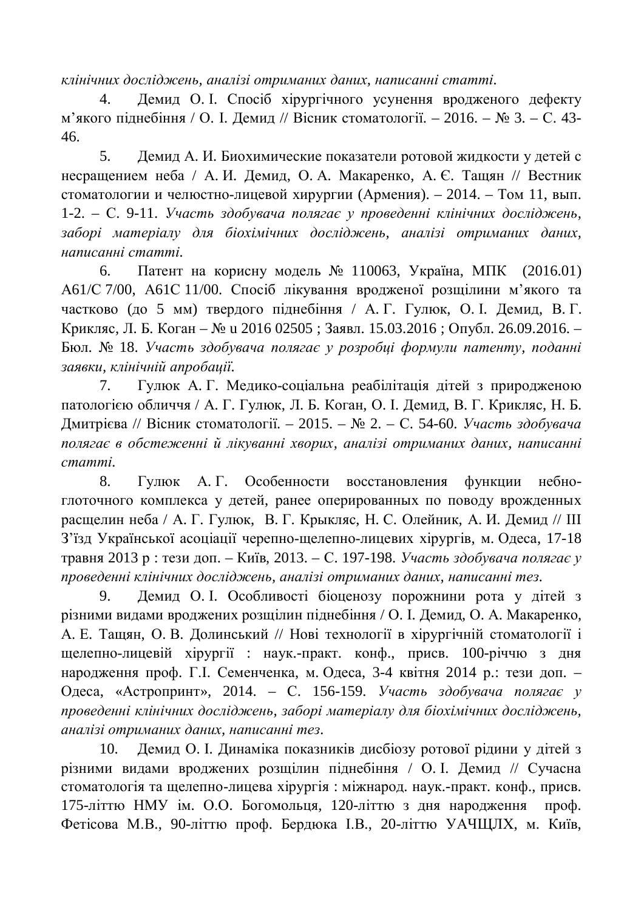*клінічних досліджень, аналізі отриманих даних, написанні статті.*

4. Демид О. І. Спосіб хірургічного усунення вродженого дефекту м’якого піднебіння / О. І. Демид // Вісник стоматології. – 2016. – № 3. – С. 43-46.

5. Демид А. И. Биохимические показатели ротовой жидкости у детей с несращением неба / А. И. Демид, О. А. Макаренко, А. Є. Тащян // Вестник стоматологии и челюстно-лицевой хирургии (Армения). – 2014. – Том 11, вып. 1-2. – С. 9-11. *Участь здобувача полягає у проведенні клінічних досліджень, заборі матеріалу для біохімічних досліджень, аналізі отриманих даних, написанні статті.*

6. Патент на корисну модель № 110063, Україна, МПК (2016.01) A61C 7/00, A61C 11/00. Спосіб лікування вродженої розщілини м’якого та частково (до 5 мм) твердого піднебіння / А. Г. Гулюк, О. І. Демид, В. Г. Крикляс, Л. Б. Коган – № u 2016 02505 ; Заявл. 15.03.2016 ; Опубл. 26.09.2016. – Бюл. № 18. *Участь здобувача полягає у розробці формули патенту, поданні заявки, клінічній апробації.*

7. Гулюк А. Г. Медико-соціальна реабілітація дітей з природженою патологією обличчя / А. Г. Гулюк, Л. Б. Коган, О. І. Демид, В. Г. Крикляс, Н. Б. Дмитрієва // Вісник стоматології. – 2015. – № 2. – С. 54-60. *Участь здобувача полягає в обстеженні й лікуванні хворих, аналізі отриманих даних, написанні статті.*

8. Гулюк А. Г. Особенности восстановления функции небно-глоточного комплекса у детей, ранее оперированных по поводу врожденных расщелин неба / А. Г. Гулюк, В. Г. Крыкляс, Н. С. Олейник, А. И. Демид // III З’їзд Української асоціації черепно-щелепно-лицевих хірургів, м. Одеса, 17-18 травня 2013 р : тези доп. – Київ, 2013. – С. 197-198. *Участь здобувача полягає у проведенні клінічних досліджень, аналізі отриманих даних, написанні тез.*

9. Демид О. І. Особливості біоценозу порожнини рота у дітей з різними видами вроджених розщілин піднебіння / О. І. Демид, О. А. Макаренко, А. Е. Тащян, О. В. Долинський // Нові технології в хірургічній стоматології і щелепно-лицевій хірургії : наук.-практ. конф., присв. 100-річчю з дня народження проф. Г.І. Семенченка, м. Одеса, 3-4 квітня 2014 р.: тези доп. – Одеса, «Астропринт», 2014. – С. 156-159. *Участь здобувача полягає у проведенні клінічних досліджень, заборі матеріалу для біохімічних досліджень, аналізі отриманих даних, написанні тез.*

10. Демид О. І. Динаміка показників дисбіозу ротової рідини у дітей з різними видами вроджених розщілин піднебіння / О. І. Демид // Сучасна стоматологія та щелепно-лицева хірургія : міжнарод. наук.-практ. конф., присв. 175-літтю НМУ ім. О.О. Богомольця, 120-літтю з дня народження проф. Фетісова М.В., 90-літтю проф. Бердюка І.В., 20-літтю УАЧЩЛХ, м. Київ,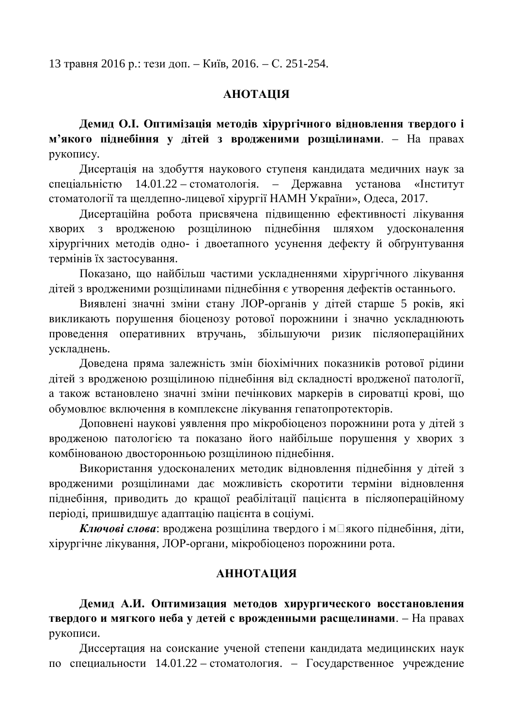13 травня 2016 р.: тези доп. – Київ, 2016. – С. 251-254.

## АНОТАЦІЯ

**Демид О.І. Оптимізація методів хірургічного відновлення твердого і м’якого піднебіння у дітей з вродженими розщілинами**. – На правах рукопису.

Дисертація на здобуття наукового ступеня кандидата медичних наук за спеціальністю 14.01.22 – стоматологія. – Державна установа «Інститут стоматології та щелдепно-лицевої хірургії НАМН України», Одеса, 2017.

Дисертаційна робота присвячена підвищенню ефективності лікування хворих з вродженою розщілиною піднебіння шляхом удосконалення хірургічних методів одно- і двоетапного усунення дефекту й обґрунтування термінів їх застосування.

Показано, що найбільш частими ускладненнями хірургічного лікування дітей з вродженими розщілинами піднебіння є утворення дефектів останнього.

Виявлені значні зміни стану ЛОР-органів у дітей старше 5 років, які викликають порушення біоценозу ротової порожнини і значно ускладнюють проведення оперативних втручань, збільшуючи ризик післяопераційних ускладнень.

Доведена пряма залежність змін біохімічних показників ротової рідини дітей з вродженою розщілиною піднебіння від складності вродженої патології, а також встановлено значні зміни печінкових маркерів в сироватці крові, що обумовлює включення в комплексне лікування гепатопротекторів.

Доповнені наукові уявлення про мікробіоценоз порожнини рота у дітей з вродженою патологією та показано його найбільше порушення у хворих з комбінованою двосторонньою розщілиною піднебіння.

Використання удосконалених методик відновлення піднебіння у дітей з вродженими розщілинами дає можливість скоротити терміни відновлення піднебіння, приводить до кращої реабілітації пацієнта в післяопераційному періоді, пришвидшує адаптацію пацієнта в соціумі.

***Ключові слова***: вроджена розщілина твердого і м□якого піднебіння, діти, хірургічне лікування, ЛОР-органи, мікробіоценоз порожнини рота.

## АННОТАЦИЯ

**Демид А.И. Оптимизация методов хирургического восстановления твердого и мягкого неба у детей с врожденными расщелинами**. – На правах рукописи.

Диссертация на соискание ученой степени кандидата медицинских наук по специальности 14.01.22 – стоматология. – Государственное учреждение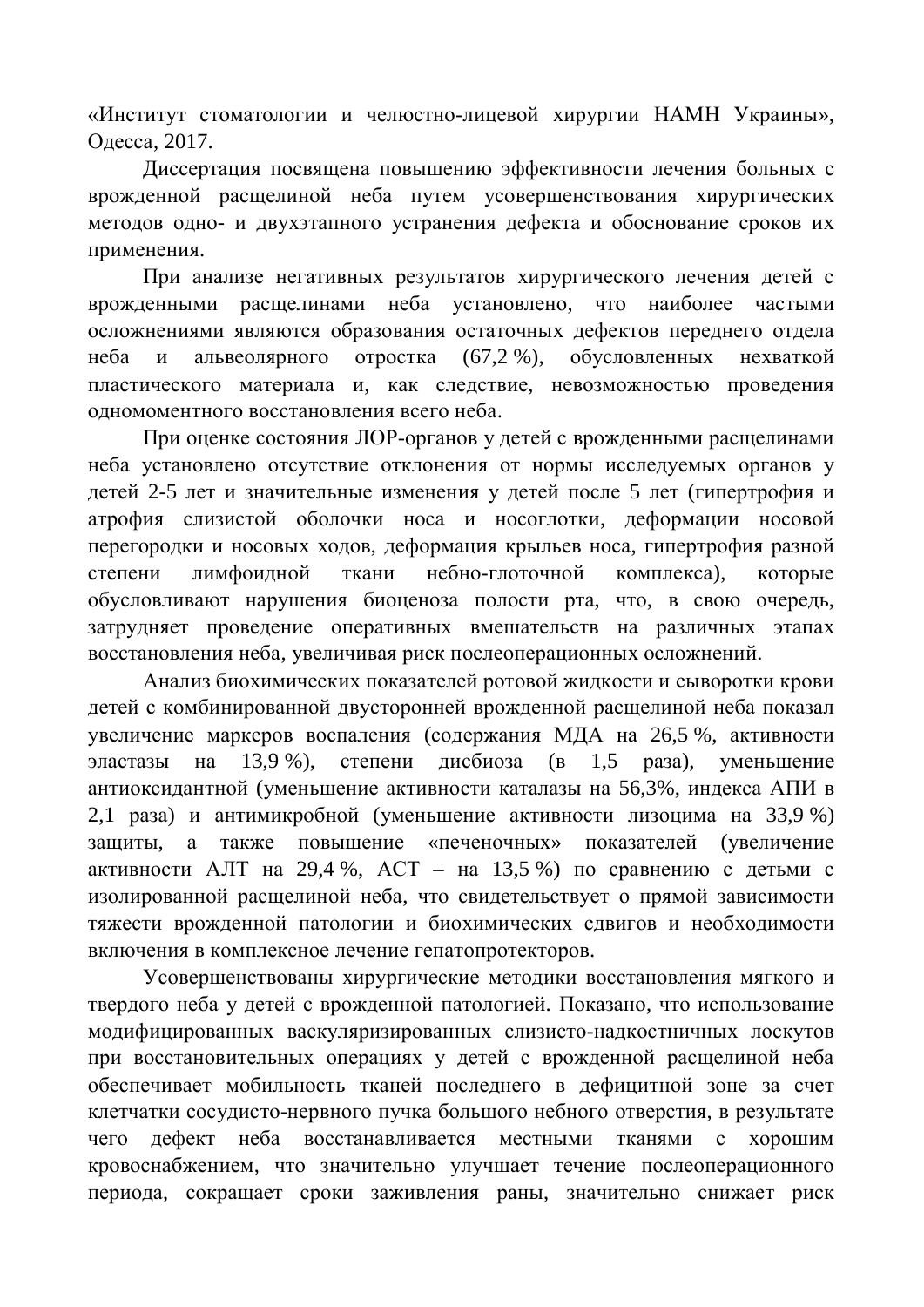«Институт стоматологии и челюстно-лицевой хирургии НАМН Украины», Одесса, 2017.

Диссертация посвящена повышению эффективности лечения больных с врожденной расщелиной неба путем усовершенствования хирургических методов одно- и двухэтапного устранения дефекта и обоснование сроков их применения.

При анализе негативных результатов хирургического лечения детей с врожденными расщелинами неба установлено, что наиболее частыми осложнениями являются образования остаточных дефектов переднего отдела неба и альвеолярного отростка (67,2 %), обусловленных нехваткой пластического материала и, как следствие, невозможностью проведения одномоментного восстановления всего неба.

При оценке состояния ЛОР-органов у детей с врожденными расщелинами неба установлено отсутствие отклонения от нормы исследуемых органов у детей 2-5 лет и значительные изменения у детей после 5 лет (гипертрофия и атрофия слизистой оболочки носа и носоглотки, деформации носовой перегородки и носовых ходов, деформация крыльев носа, гипертрофия разной степени лимфоидной ткани небно-глоточной комплекса), которые обусловливают нарушения биоценоза полости рта, что, в свою очередь, затрудняет проведение оперативных вмешательств на различных этапах восстановления неба, увеличивая риск послеоперационных осложнений.

Анализ биохимических показателей ротовой жидкости и сыворотки крови детей с комбинированной двусторонней врожденной расщелиной неба показал увеличение маркеров воспаления (содержания МДА на 26,5 %, активности эластазы на 13,9 %), степени дисбиоза (в 1,5 раза), уменьшение антиоксидантной (уменьшение активности каталазы на 56,3%, индекса АПИ в 2,1 раза) и антимикробной (уменьшение активности лизоцима на 33,9 %) защиты, а также повышение «печеночных» показателей (увеличение активности АЛТ на 29,4 %, АСТ – на 13,5 %) по сравнению с детьми с изолированной расщелиной неба, что свидетельствует о прямой зависимости тяжести врожденной патологии и биохимических сдвигов и необходимости включения в комплексное лечение гепатопротекторов.

Усовершенствованы хирургические методики восстановления мягкого и твердого неба у детей с врожденной патологией. Показано, что использование модифицированных васкуляризированных слизисто-надкостничных лоскутов при восстановительных операциях у детей с врожденной расщелиной неба обеспечивает мобильность тканей последнего в дефицитной зоне за счет клетчатки сосудисто-нервного пучка большого небного отверстия, в результате чего дефект неба восстанавливается местными тканями с хорошим кровоснабжением, что значительно улучшает течение послеоперационного периода, сокращает сроки заживления раны, значительно снижает риск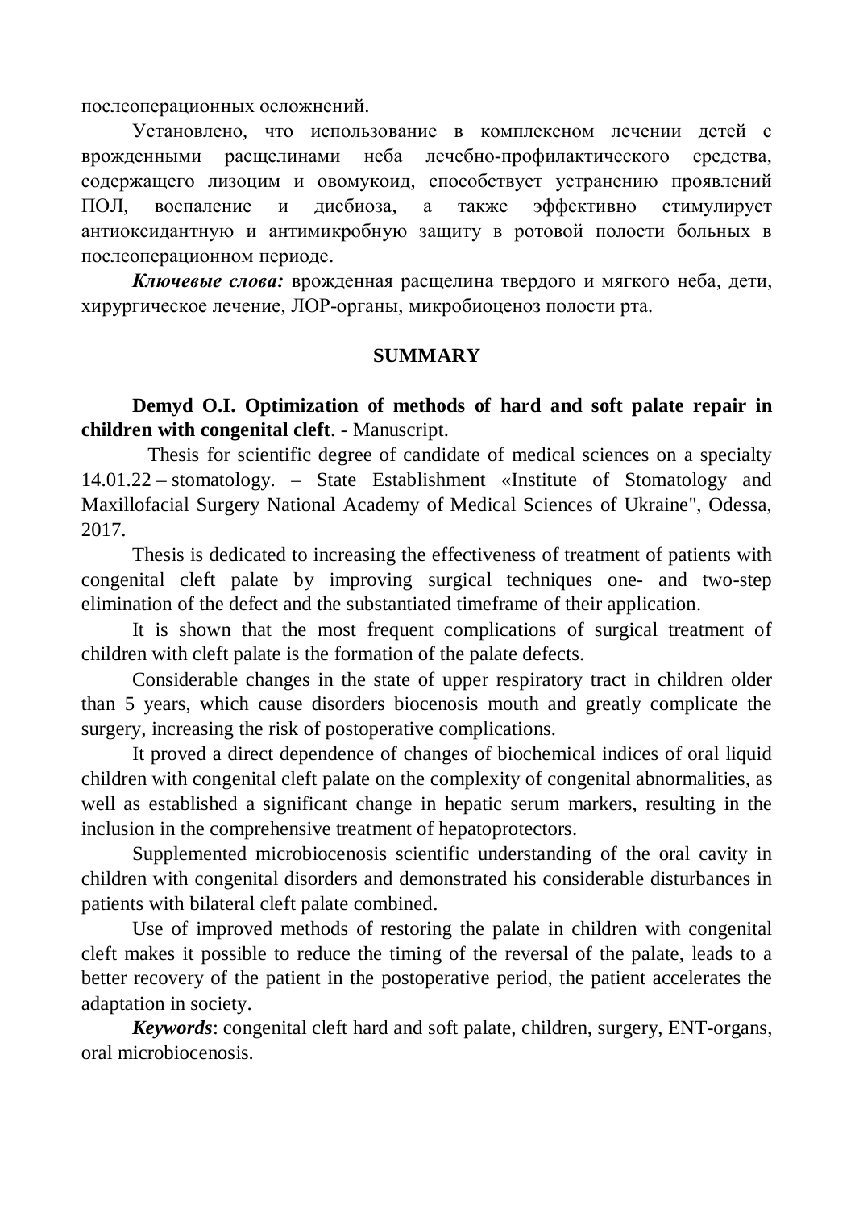послеоперационных осложнений.

Установлено, что использование в комплексном лечении детей с врожденными расщелинами неба лечебно-профилактического средства, содержащего лизоцим и овомукоид, способствует устранению проявлений ПОЛ, воспаление и дисбиоза, а также эффективно стимулирует антиоксидантную и антимикробную защиту в ротовой полости больных в послеоперационном периоде.

***Ключевые слова:*** врожденная расщелина твердого и мягкого неба, дети, хирургическое лечение, ЛОР-органы, микробиоценоз полости рта.

## SUMMARY

**Demyd O.I. Optimization of methods of hard and soft palate repair in children with congenital cleft**. - Manuscript.

Thesis for scientific degree of candidate of medical sciences on a specialty 14.01.22 – stomatology. – State Establishment «Institute of Stomatology and Maxillofacial Surgery National Academy of Medical Sciences of Ukraine", Odessa, 2017.

Thesis is dedicated to increasing the effectiveness of treatment of patients with congenital cleft palate by improving surgical techniques one- and two-step elimination of the defect and the substantiated timeframe of their application.

It is shown that the most frequent complications of surgical treatment of children with cleft palate is the formation of the palate defects.

Considerable changes in the state of upper respiratory tract in children older than 5 years, which cause disorders biocenosis mouth and greatly complicate the surgery, increasing the risk of postoperative complications.

It proved a direct dependence of changes of biochemical indices of oral liquid children with congenital cleft palate on the complexity of congenital abnormalities, as well as established a significant change in hepatic serum markers, resulting in the inclusion in the comprehensive treatment of hepatoprotectors.

Supplemented microbiocenosis scientific understanding of the oral cavity in children with congenital disorders and demonstrated his considerable disturbances in patients with bilateral cleft palate combined.

Use of improved methods of restoring the palate in children with congenital cleft makes it possible to reduce the timing of the reversal of the palate, leads to a better recovery of the patient in the postoperative period, the patient accelerates the adaptation in society.

***Keywords***: congenital cleft hard and soft palate, children, surgery, ENT-organs, oral microbiocenosis.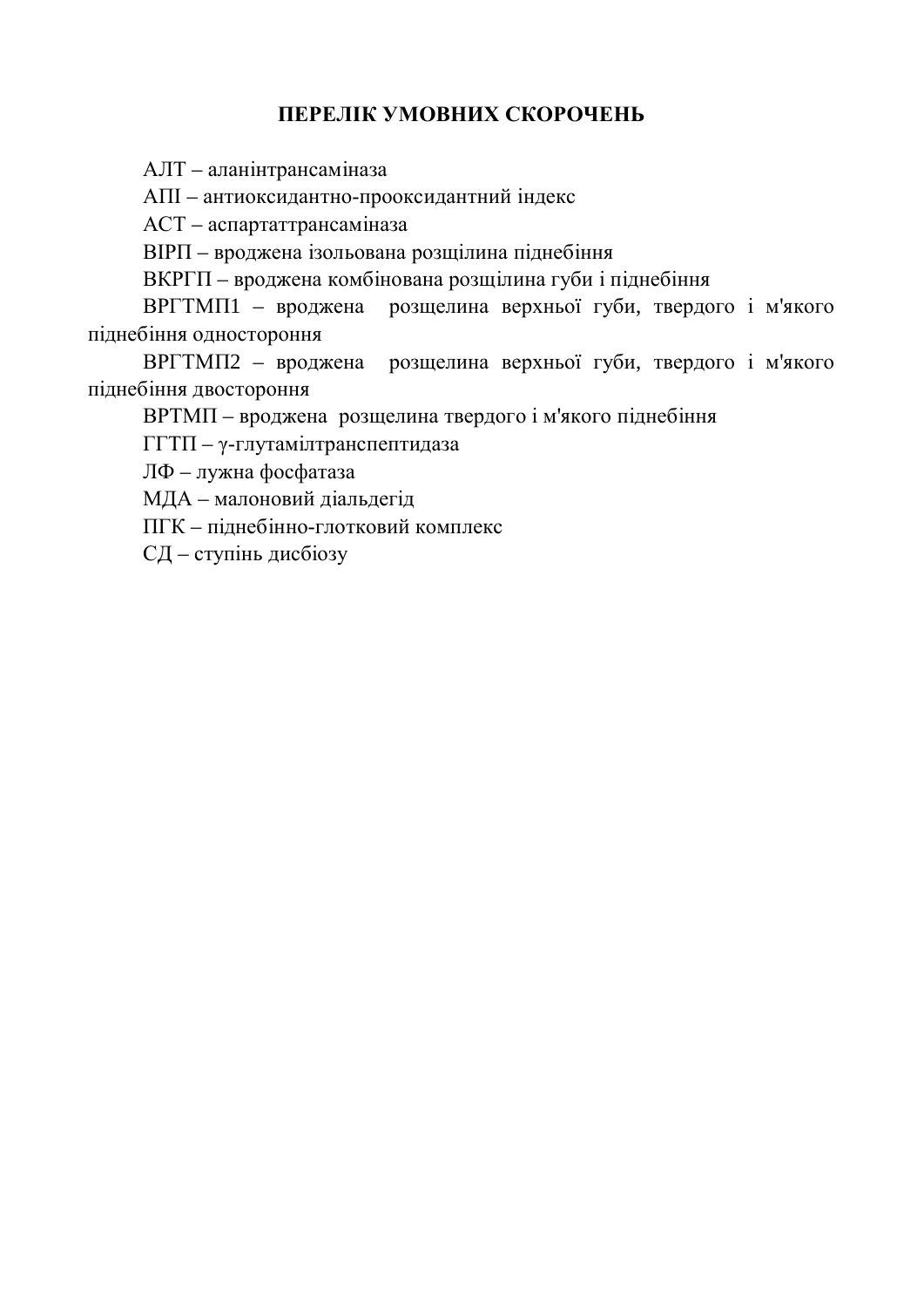## ПЕРЕЛІК УМОВНИХ СКОРОЧЕНЬ

АЛТ – аланінтрансаміназа

АПІ – антиоксидантно-прооксидантний індекс

АСТ – аспартаттрансаміназа

ВІРП – вроджена ізольована розщілина піднебіння

ВКРГП – вроджена комбінована розщілина губи і піднебіння

ВРГТМП1 – вроджена розщелина верхньої губи, твердого і м'якого піднебіння одностороння

ВРГТМП2 – вроджена розщелина верхньої губи, твердого і м'якого піднебіння двостороння

ВРТМП – вроджена розщелина твердого і м'якого піднебіння

ГГТП – γ-глутамілтранспептидаза

ЛФ – лужна фосфатаза

МДА – малоновий діальдегід

ПГК – піднебінно-глотковий комплекс

СД – ступінь дисбіозу